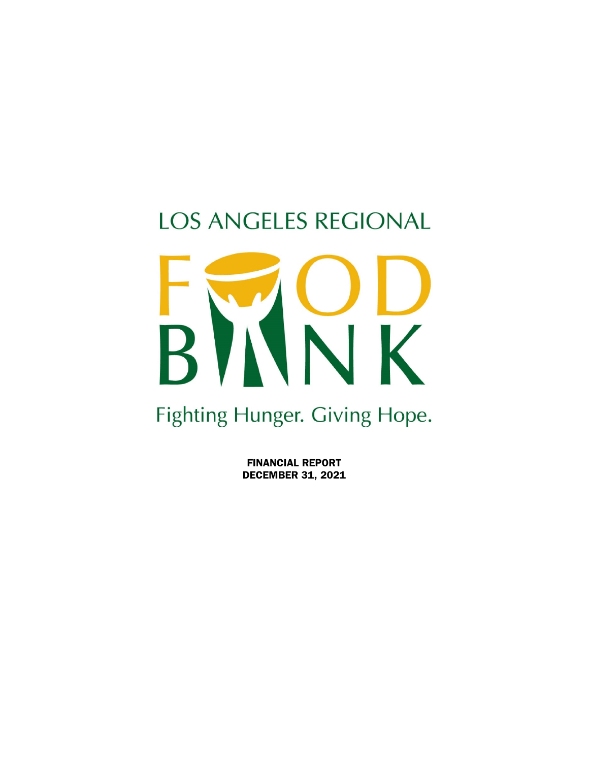# LOS ANGELES REGIONAL FOOD BANK

Fighting Hunger. Giving Hope.

**FINANCIAL REPORT**
**DECEMBER 31, 2021**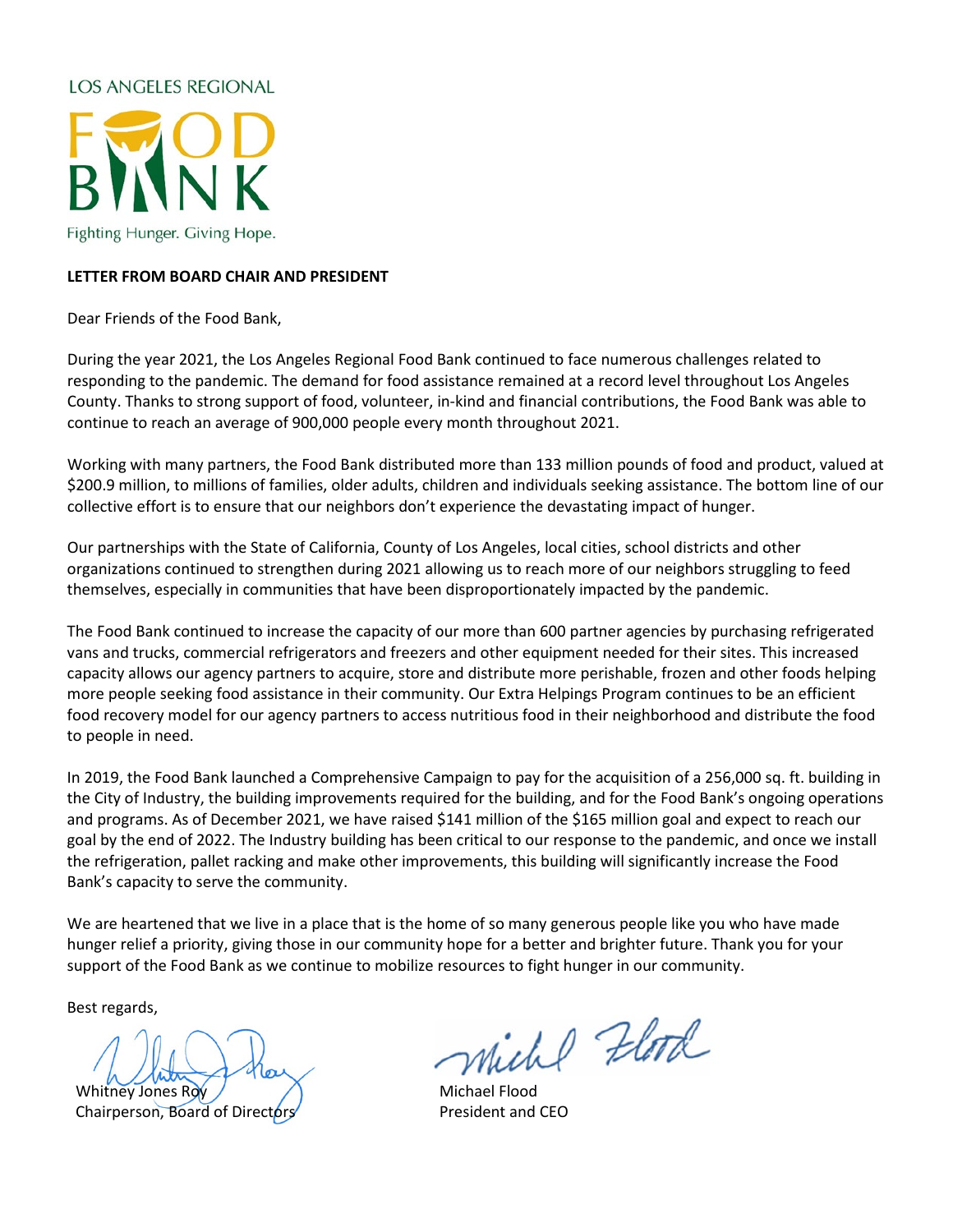LOS ANGELES REGIONAL

FOOD BANK

Fighting Hunger. Giving Hope.

**LETTER FROM BOARD CHAIR AND PRESIDENT**

Dear Friends of the Food Bank,

During the year 2021, the Los Angeles Regional Food Bank continued to face numerous challenges related to responding to the pandemic. The demand for food assistance remained at a record level throughout Los Angeles County. Thanks to strong support of food, volunteer, in-kind and financial contributions, the Food Bank was able to continue to reach an average of 900,000 people every month throughout 2021.

Working with many partners, the Food Bank distributed more than 133 million pounds of food and product, valued at $200.9 million, to millions of families, older adults, children and individuals seeking assistance. The bottom line of our collective effort is to ensure that our neighbors don't experience the devastating impact of hunger.

Our partnerships with the State of California, County of Los Angeles, local cities, school districts and other organizations continued to strengthen during 2021 allowing us to reach more of our neighbors struggling to feed themselves, especially in communities that have been disproportionately impacted by the pandemic.

The Food Bank continued to increase the capacity of our more than 600 partner agencies by purchasing refrigerated vans and trucks, commercial refrigerators and freezers and other equipment needed for their sites. This increased capacity allows our agency partners to acquire, store and distribute more perishable, frozen and other foods helping more people seeking food assistance in their community. Our Extra Helpings Program continues to be an efficient food recovery model for our agency partners to access nutritious food in their neighborhood and distribute the food to people in need.

In 2019, the Food Bank launched a Comprehensive Campaign to pay for the acquisition of a 256,000 sq. ft. building in the City of Industry, the building improvements required for the building, and for the Food Bank's ongoing operations and programs. As of December 2021, we have raised $141 million of the $165 million goal and expect to reach our goal by the end of 2022. The Industry building has been critical to our response to the pandemic, and once we install the refrigeration, pallet racking and make other improvements, this building will significantly increase the Food Bank's capacity to serve the community.

We are heartened that we live in a place that is the home of so many generous people like you who have made hunger relief a priority, giving those in our community hope for a better and brighter future. Thank you for your support of the Food Bank as we continue to mobilize resources to fight hunger in our community.

Best regards,

Whitney Jones Roy
Chairperson, Board of Directors

Michael Flood
President and CEO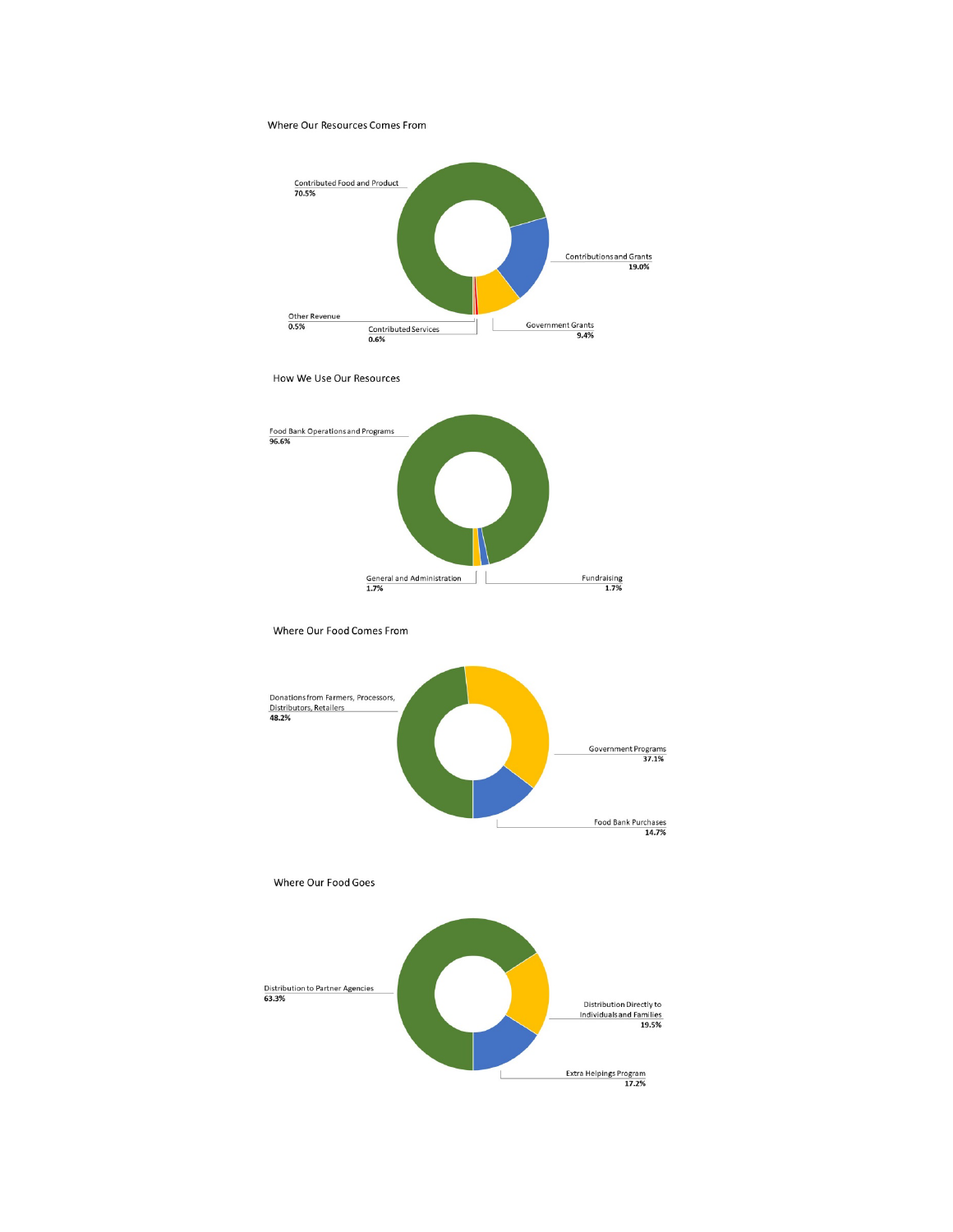Where Our Resources Comes From

Contributed Food and Product
70.5%

Contributions and Grants
19.0%

Government Grants
9.4%

Contributed Services
0.6%

Other Revenue
0.5%

How We Use Our Resources

Food Bank Operations and Programs
96.6%

General and Administration
1.7%

Fundraising
1.7%

Where Our Food Comes From

Donations from Farmers, Processors, Distributors, Retailers
48.2%

Government Programs
37.1%

Food Bank Purchases
14.7%

Where Our Food Goes

Distribution to Partner Agencies
63.3%

Distribution Directly to Individuals and Families
19.5%

Extra Helpings Program
17.2%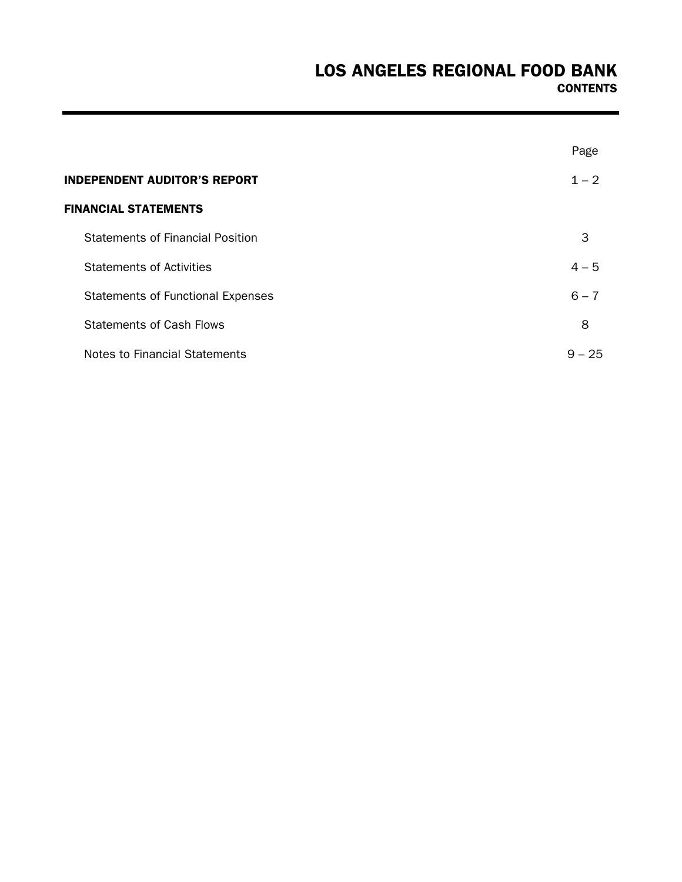# LOS ANGELES REGIONAL FOOD BANK

## CONTENTS

| | Page |
|---|---|
| **INDEPENDENT AUDITOR'S REPORT** | 1 – 2 |
| **FINANCIAL STATEMENTS** | |
| Statements of Financial Position | 3 |
| Statements of Activities | 4 – 5 |
| Statements of Functional Expenses | 6 – 7 |
| Statements of Cash Flows | 8 |
| Notes to Financial Statements | 9 – 25 |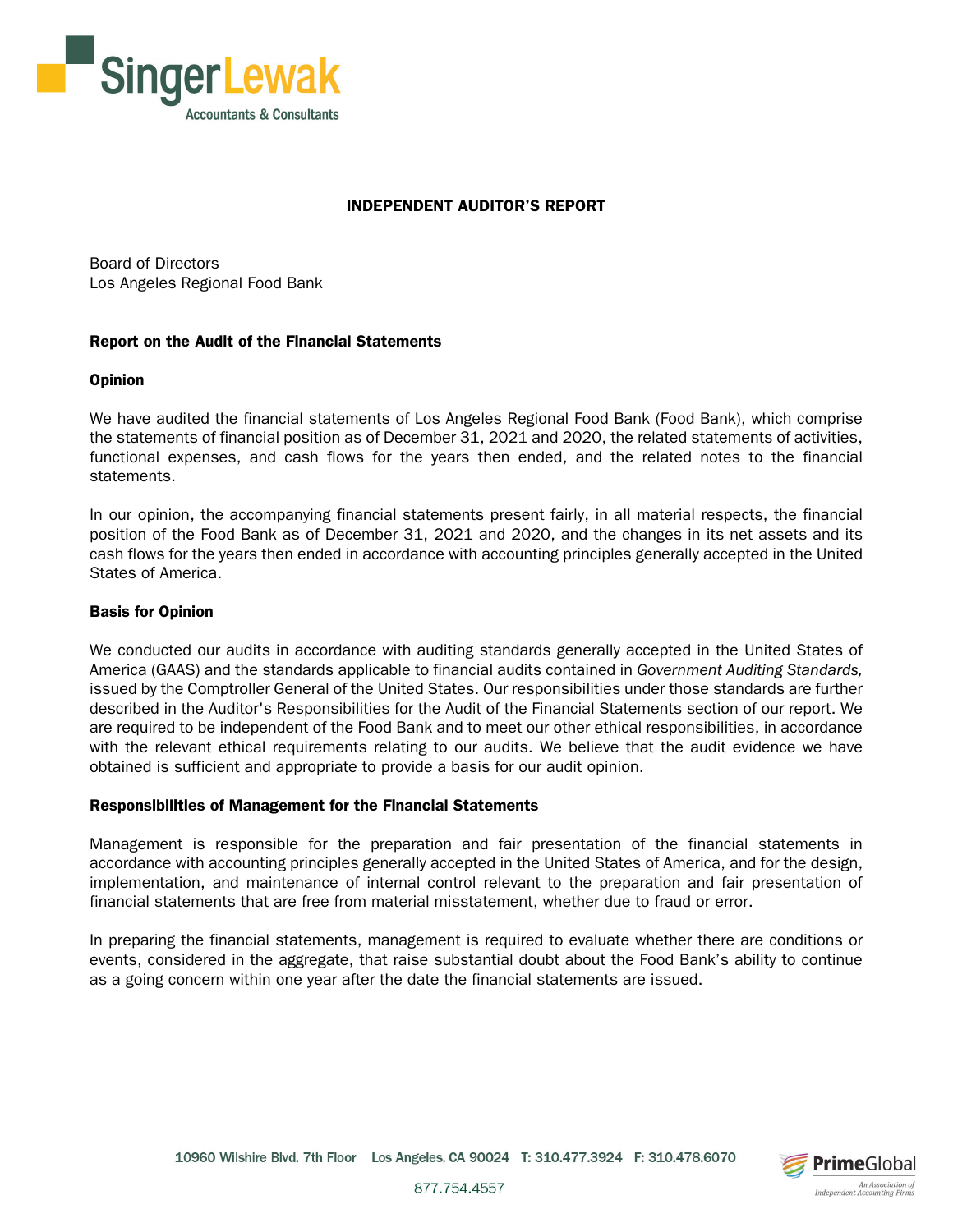SingerLewak

Accountants & Consultants

## INDEPENDENT AUDITOR'S REPORT

Board of Directors
Los Angeles Regional Food Bank

### Report on the Audit of the Financial Statements

#### Opinion

We have audited the financial statements of Los Angeles Regional Food Bank (Food Bank), which comprise the statements of financial position as of December 31, 2021 and 2020, the related statements of activities, functional expenses, and cash flows for the years then ended, and the related notes to the financial statements.

In our opinion, the accompanying financial statements present fairly, in all material respects, the financial position of the Food Bank as of December 31, 2021 and 2020, and the changes in its net assets and its cash flows for the years then ended in accordance with accounting principles generally accepted in the United States of America.

#### Basis for Opinion

We conducted our audits in accordance with auditing standards generally accepted in the United States of America (GAAS) and the standards applicable to financial audits contained in *Government Auditing Standards,* issued by the Comptroller General of the United States. Our responsibilities under those standards are further described in the Auditor's Responsibilities for the Audit of the Financial Statements section of our report. We are required to be independent of the Food Bank and to meet our other ethical responsibilities, in accordance with the relevant ethical requirements relating to our audits. We believe that the audit evidence we have obtained is sufficient and appropriate to provide a basis for our audit opinion.

#### Responsibilities of Management for the Financial Statements

Management is responsible for the preparation and fair presentation of the financial statements in accordance with accounting principles generally accepted in the United States of America, and for the design, implementation, and maintenance of internal control relevant to the preparation and fair presentation of financial statements that are free from material misstatement, whether due to fraud or error.

In preparing the financial statements, management is required to evaluate whether there are conditions or events, considered in the aggregate, that raise substantial doubt about the Food Bank's ability to continue as a going concern within one year after the date the financial statements are issued.

10960 Wilshire Blvd. 7th Floor Los Angeles, CA 90024 T: 310.477.3924 F: 310.478.6070
877.754.4557

PrimeGlobal
An Association of Independent Accounting Firms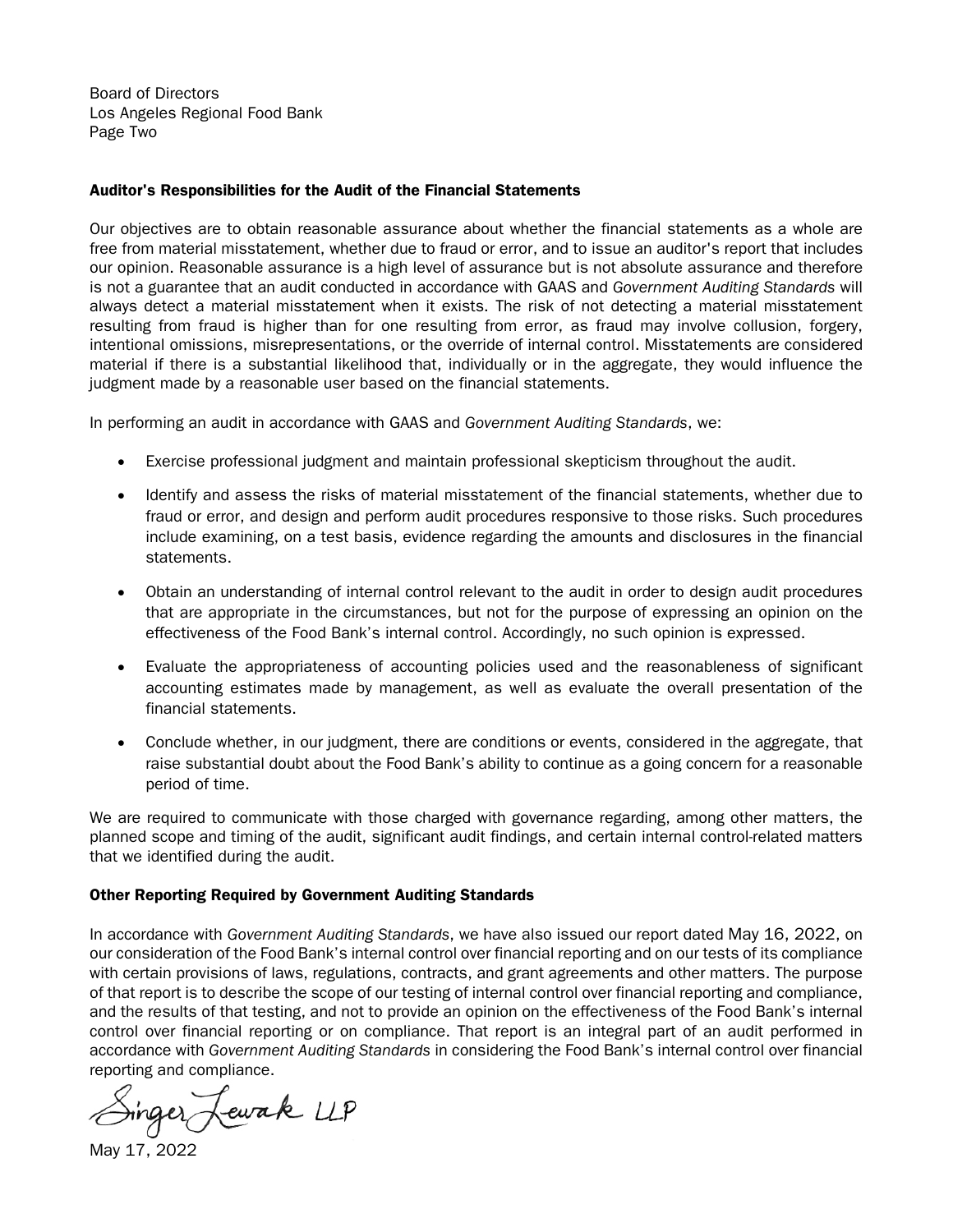Board of Directors
Los Angeles Regional Food Bank
Page Two

### Auditor's Responsibilities for the Audit of the Financial Statements

Our objectives are to obtain reasonable assurance about whether the financial statements as a whole are free from material misstatement, whether due to fraud or error, and to issue an auditor's report that includes our opinion. Reasonable assurance is a high level of assurance but is not absolute assurance and therefore is not a guarantee that an audit conducted in accordance with GAAS and *Government Auditing Standards* will always detect a material misstatement when it exists. The risk of not detecting a material misstatement resulting from fraud is higher than for one resulting from error, as fraud may involve collusion, forgery, intentional omissions, misrepresentations, or the override of internal control. Misstatements are considered material if there is a substantial likelihood that, individually or in the aggregate, they would influence the judgment made by a reasonable user based on the financial statements.

In performing an audit in accordance with GAAS and *Government Auditing Standards*, we:

- Exercise professional judgment and maintain professional skepticism throughout the audit.
- Identify and assess the risks of material misstatement of the financial statements, whether due to fraud or error, and design and perform audit procedures responsive to those risks. Such procedures include examining, on a test basis, evidence regarding the amounts and disclosures in the financial statements.
- Obtain an understanding of internal control relevant to the audit in order to design audit procedures that are appropriate in the circumstances, but not for the purpose of expressing an opinion on the effectiveness of the Food Bank's internal control. Accordingly, no such opinion is expressed.
- Evaluate the appropriateness of accounting policies used and the reasonableness of significant accounting estimates made by management, as well as evaluate the overall presentation of the financial statements.
- Conclude whether, in our judgment, there are conditions or events, considered in the aggregate, that raise substantial doubt about the Food Bank's ability to continue as a going concern for a reasonable period of time.

We are required to communicate with those charged with governance regarding, among other matters, the planned scope and timing of the audit, significant audit findings, and certain internal control-related matters that we identified during the audit.

### Other Reporting Required by Government Auditing Standards

In accordance with *Government Auditing Standards*, we have also issued our report dated May 16, 2022, on our consideration of the Food Bank's internal control over financial reporting and on our tests of its compliance with certain provisions of laws, regulations, contracts, and grant agreements and other matters. The purpose of that report is to describe the scope of our testing of internal control over financial reporting and compliance, and the results of that testing, and not to provide an opinion on the effectiveness of the Food Bank's internal control over financial reporting or on compliance. That report is an integral part of an audit performed in accordance with *Government Auditing Standards* in considering the Food Bank's internal control over financial reporting and compliance.

Singer Lewak LLP

May 17, 2022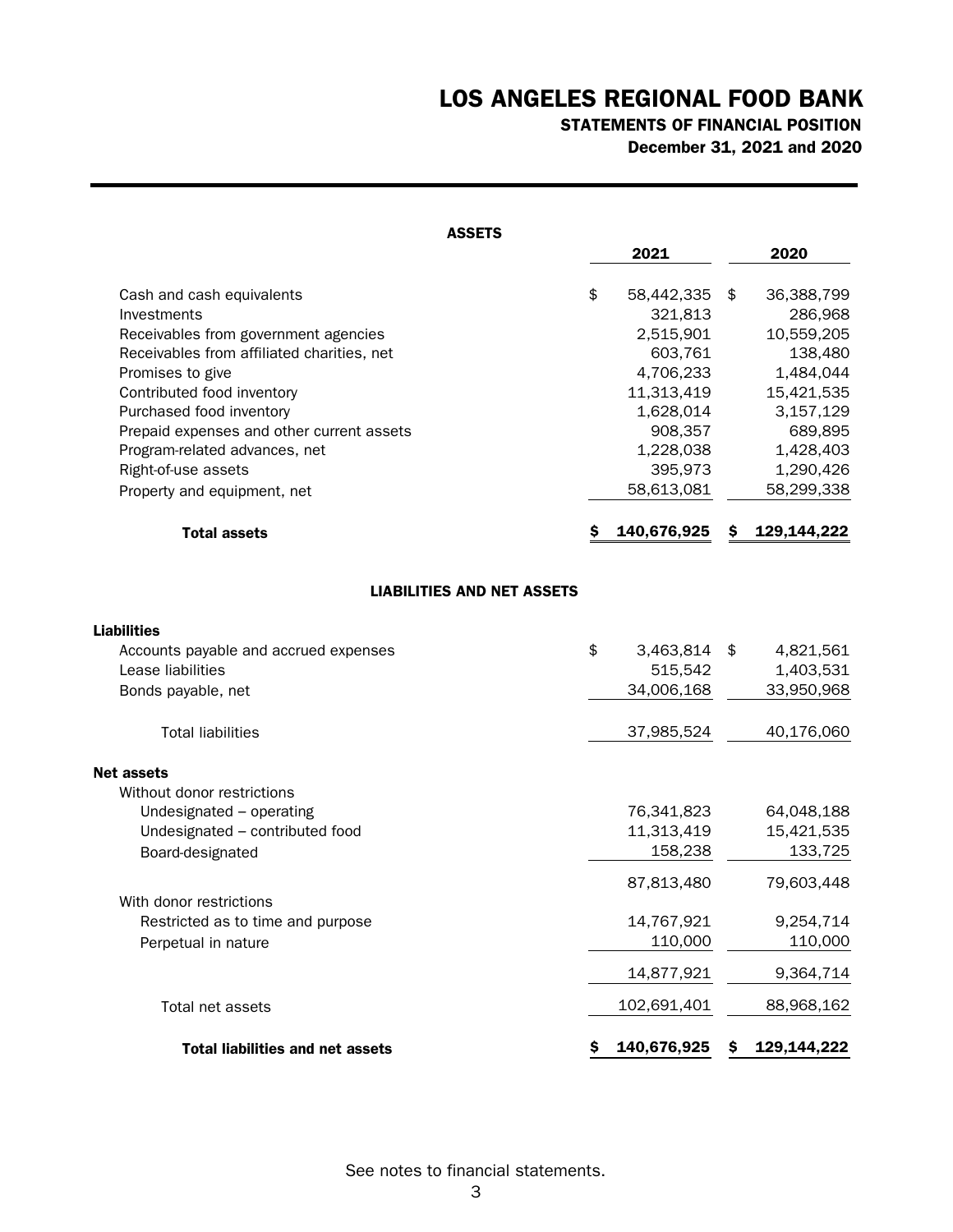# LOS ANGELES REGIONAL FOOD BANK

## STATEMENTS OF FINANCIAL POSITION

### December 31, 2021 and 2020

**ASSETS**

| | 2021 | 2020 |
|---|---|---|
| Cash and cash equivalents | $ 58,442,335 | $ 36,388,799 |
| Investments | 321,813 | 286,968 |
| Receivables from government agencies | 2,515,901 | 10,559,205 |
| Receivables from affiliated charities, net | 603,761 | 138,480 |
| Promises to give | 4,706,233 | 1,484,044 |
| Contributed food inventory | 11,313,419 | 15,421,535 |
| Purchased food inventory | 1,628,014 | 3,157,129 |
| Prepaid expenses and other current assets | 908,357 | 689,895 |
| Program-related advances, net | 1,228,038 | 1,428,403 |
| Right-of-use assets | 395,973 | 1,290,426 |
| Property and equipment, net | 58,613,081 | 58,299,338 |
| **Total assets** | **$ 140,676,925** | **$ 129,144,222** |

**LIABILITIES AND NET ASSETS**

| | 2021 | 2020 |
|---|---|---|
| **Liabilities** | | |
| Accounts payable and accrued expenses | $ 3,463,814 | $ 4,821,561 |
| Lease liabilities | 515,542 | 1,403,531 |
| Bonds payable, net | 34,006,168 | 33,950,968 |
| Total liabilities | 37,985,524 | 40,176,060 |
| **Net assets** | | |
| Without donor restrictions | | |
| Undesignated – operating | 76,341,823 | 64,048,188 |
| Undesignated – contributed food | 11,313,419 | 15,421,535 |
| Board-designated | 158,238 | 133,725 |
| | 87,813,480 | 79,603,448 |
| With donor restrictions | | |
| Restricted as to time and purpose | 14,767,921 | 9,254,714 |
| Perpetual in nature | 110,000 | 110,000 |
| | 14,877,921 | 9,364,714 |
| Total net assets | 102,691,401 | 88,968,162 |
| **Total liabilities and net assets** | **$ 140,676,925** | **$ 129,144,222** |

See notes to financial statements.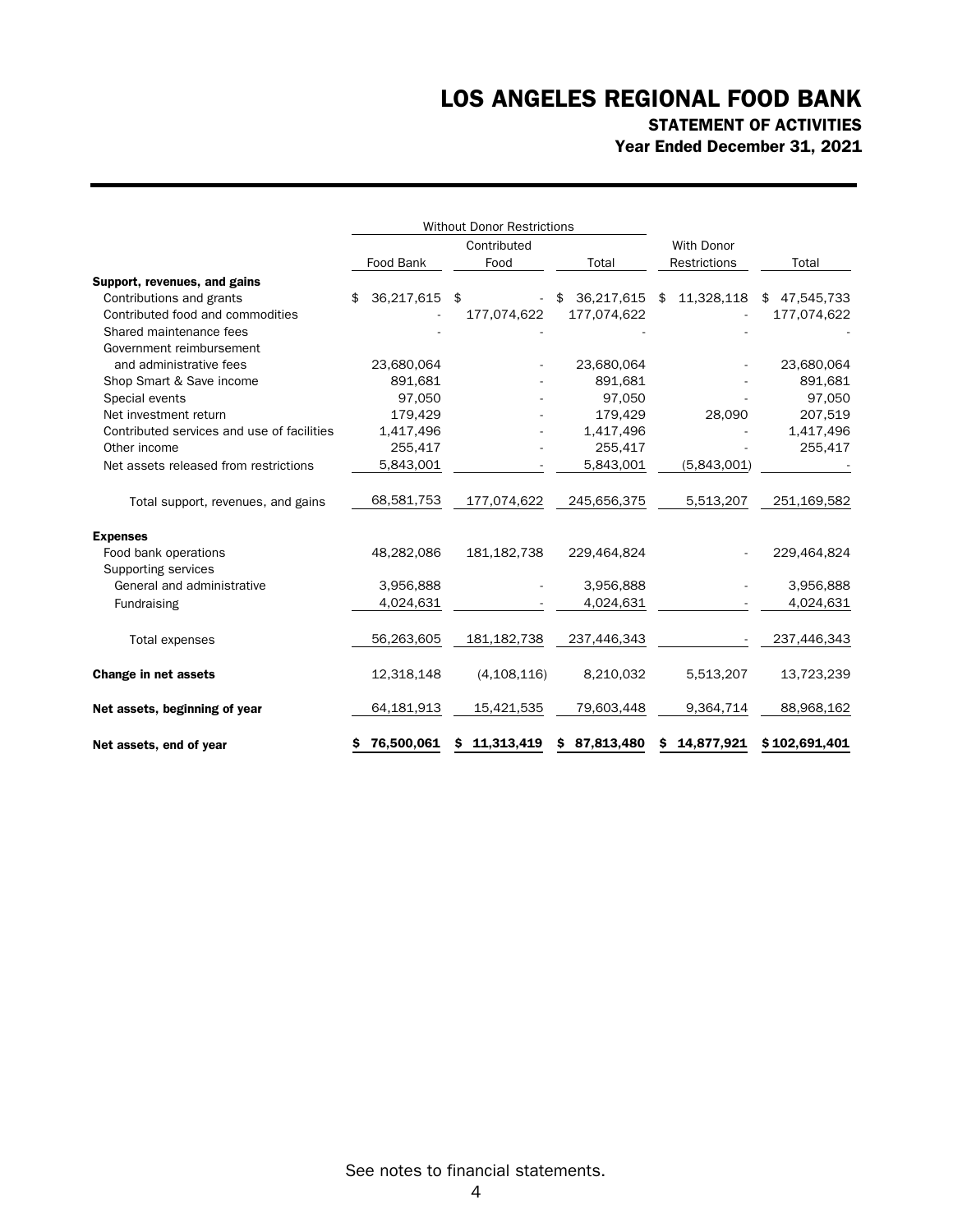# LOS ANGELES REGIONAL FOOD BANK

## STATEMENT OF ACTIVITIES

### Year Ended December 31, 2021

| | Without Donor Restrictions | | | | |
|---|---|---|---|---|---|
| | Food Bank | Contributed Food | Total | With Donor Restrictions | Total |
| **Support, revenues, and gains** | | | | | |
| Contributions and grants | $ 36,217,615 | $ - | $ 36,217,615 | $ 11,328,118 | $ 47,545,733 |
| Contributed food and commodities | - | 177,074,622 | 177,074,622 | - | 177,074,622 |
| Shared maintenance fees | - | - | - | - | - |
| Government reimbursement and administrative fees | 23,680,064 | - | 23,680,064 | - | 23,680,064 |
| Shop Smart & Save income | 891,681 | - | 891,681 | - | 891,681 |
| Special events | 97,050 | - | 97,050 | - | 97,050 |
| Net investment return | 179,429 | - | 179,429 | 28,090 | 207,519 |
| Contributed services and use of facilities | 1,417,496 | - | 1,417,496 | - | 1,417,496 |
| Other income | 255,417 | - | 255,417 | - | 255,417 |
| Net assets released from restrictions | 5,843,001 | - | 5,843,001 | (5,843,001) | - |
| Total support, revenues, and gains | 68,581,753 | 177,074,622 | 245,656,375 | 5,513,207 | 251,169,582 |
| **Expenses** | | | | | |
| Food bank operations | 48,282,086 | 181,182,738 | 229,464,824 | - | 229,464,824 |
| Supporting services | | | | | |
| General and administrative | 3,956,888 | - | 3,956,888 | - | 3,956,888 |
| Fundraising | 4,024,631 | - | 4,024,631 | - | 4,024,631 |
| Total expenses | 56,263,605 | 181,182,738 | 237,446,343 | - | 237,446,343 |
| **Change in net assets** | 12,318,148 | (4,108,116) | 8,210,032 | 5,513,207 | 13,723,239 |
| **Net assets, beginning of year** | 64,181,913 | 15,421,535 | 79,603,448 | 9,364,714 | 88,968,162 |
| **Net assets, end of year** | **$ 76,500,061** | **$ 11,313,419** | **$ 87,813,480** | **$ 14,877,921** | **$ 102,691,401** |

See notes to financial statements.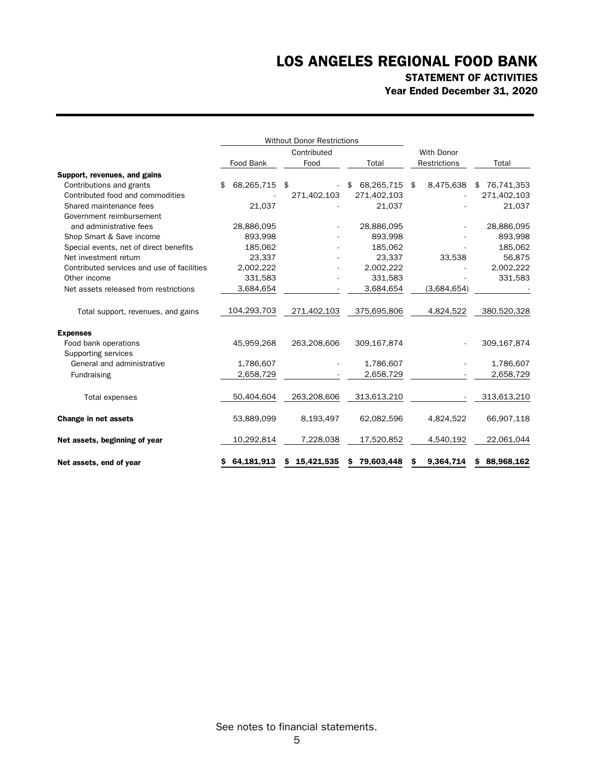# LOS ANGELES REGIONAL FOOD BANK

## STATEMENT OF ACTIVITIES

### Year Ended December 31, 2020

| | Without Donor Restrictions | | | | |
|---|---|---|---|---|---|
| | Food Bank | Contributed Food | Total | With Donor Restrictions | Total |
| **Support, revenues, and gains** | | | | | |
| Contributions and grants | $ 68,265,715 | $ - | $ 68,265,715 | $ 8,475,638 | $ 76,741,353 |
| Contributed food and commodities | - | 271,402,103 | 271,402,103 | - | 271,402,103 |
| Shared maintenance fees | 21,037 | - | 21,037 | - | 21,037 |
| Government reimbursement and administrative fees | 28,886,095 | - | 28,886,095 | - | 28,886,095 |
| Shop Smart & Save income | 893,998 | - | 893,998 | - | 893,998 |
| Special events, net of direct benefits | 185,062 | - | 185,062 | - | 185,062 |
| Net investment return | 23,337 | - | 23,337 | 33,538 | 56,875 |
| Contributed services and use of facilities | 2,002,222 | - | 2,002,222 | - | 2,002,222 |
| Other income | 331,583 | - | 331,583 | - | 331,583 |
| Net assets released from restrictions | 3,684,654 | - | 3,684,654 | (3,684,654) | - |
| Total support, revenues, and gains | 104,293,703 | 271,402,103 | 375,695,806 | 4,824,522 | 380,520,328 |
| **Expenses** | | | | | |
| Food bank operations | 45,959,268 | 263,208,606 | 309,167,874 | - | 309,167,874 |
| Supporting services | | | | | |
| General and administrative | 1,786,607 | - | 1,786,607 | - | 1,786,607 |
| Fundraising | 2,658,729 | - | 2,658,729 | - | 2,658,729 |
| Total expenses | 50,404,604 | 263,208,606 | 313,613,210 | - | 313,613,210 |
| **Change in net assets** | 53,889,099 | 8,193,497 | 62,082,596 | 4,824,522 | 66,907,118 |
| **Net assets, beginning of year** | 10,292,814 | 7,228,038 | 17,520,852 | 4,540,192 | 22,061,044 |
| **Net assets, end of year** | **$ 64,181,913** | **$ 15,421,535** | **$ 79,603,448** | **$ 9,364,714** | **$ 88,968,162** |

See notes to financial statements.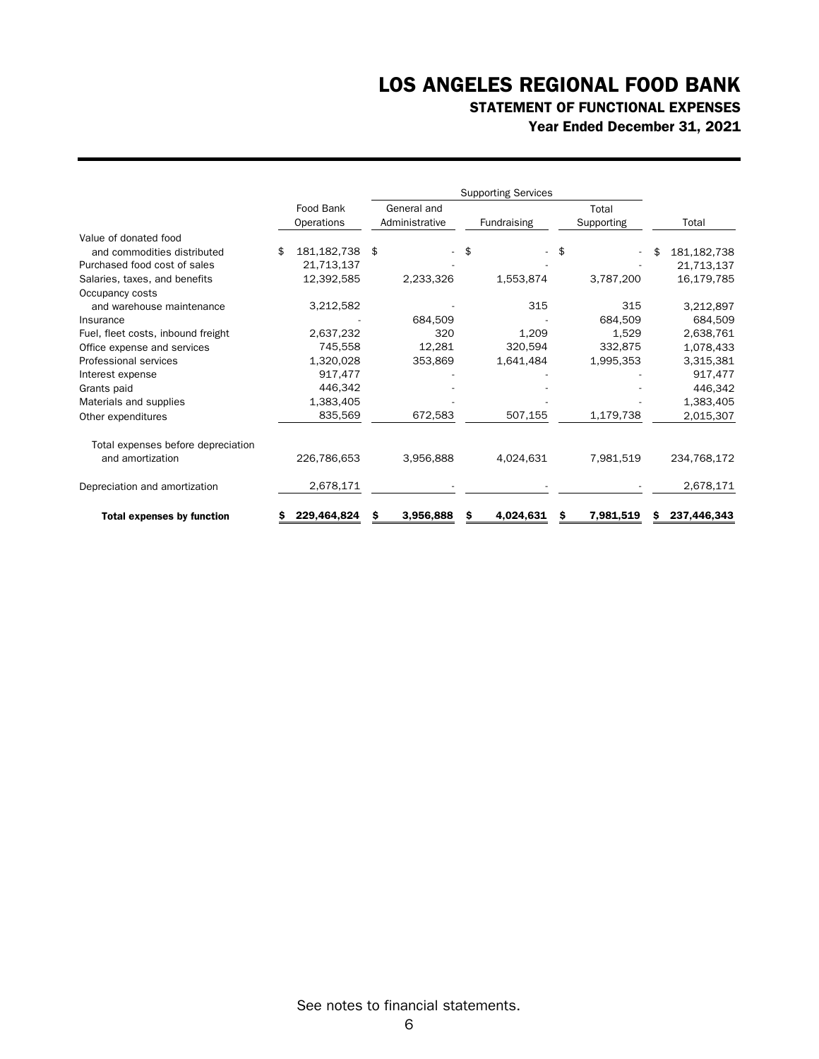# LOS ANGELES REGIONAL FOOD BANK

## STATEMENT OF FUNCTIONAL EXPENSES

### Year Ended December 31, 2021

| | | Supporting Services | | | |
|---|---|---|---|---|---|
| | Food Bank Operations | General and Administrative | Fundraising | Total Supporting | Total |
| Value of donated food and commodities distributed | $ 181,182,738 | $ - | $ - | $ - | $ 181,182,738 |
| Purchased food cost of sales | 21,713,137 | - | - | - | 21,713,137 |
| Salaries, taxes, and benefits | 12,392,585 | 2,233,326 | 1,553,874 | 3,787,200 | 16,179,785 |
| Occupancy costs and warehouse maintenance | 3,212,582 | - | 315 | 315 | 3,212,897 |
| Insurance | - | 684,509 | - | 684,509 | 684,509 |
| Fuel, fleet costs, inbound freight | 2,637,232 | 320 | 1,209 | 1,529 | 2,638,761 |
| Office expense and services | 745,558 | 12,281 | 320,594 | 332,875 | 1,078,433 |
| Professional services | 1,320,028 | 353,869 | 1,641,484 | 1,995,353 | 3,315,381 |
| Interest expense | 917,477 | - | - | - | 917,477 |
| Grants paid | 446,342 | - | - | - | 446,342 |
| Materials and supplies | 1,383,405 | - | - | - | 1,383,405 |
| Other expenditures | 835,569 | 672,583 | 507,155 | 1,179,738 | 2,015,307 |
| Total expenses before depreciation and amortization | 226,786,653 | 3,956,888 | 4,024,631 | 7,981,519 | 234,768,172 |
| Depreciation and amortization | 2,678,171 | - | - | - | 2,678,171 |
| **Total expenses by function** | **$ 229,464,824** | **$ 3,956,888** | **$ 4,024,631** | **$ 7,981,519** | **$ 237,446,343** |

See notes to financial statements.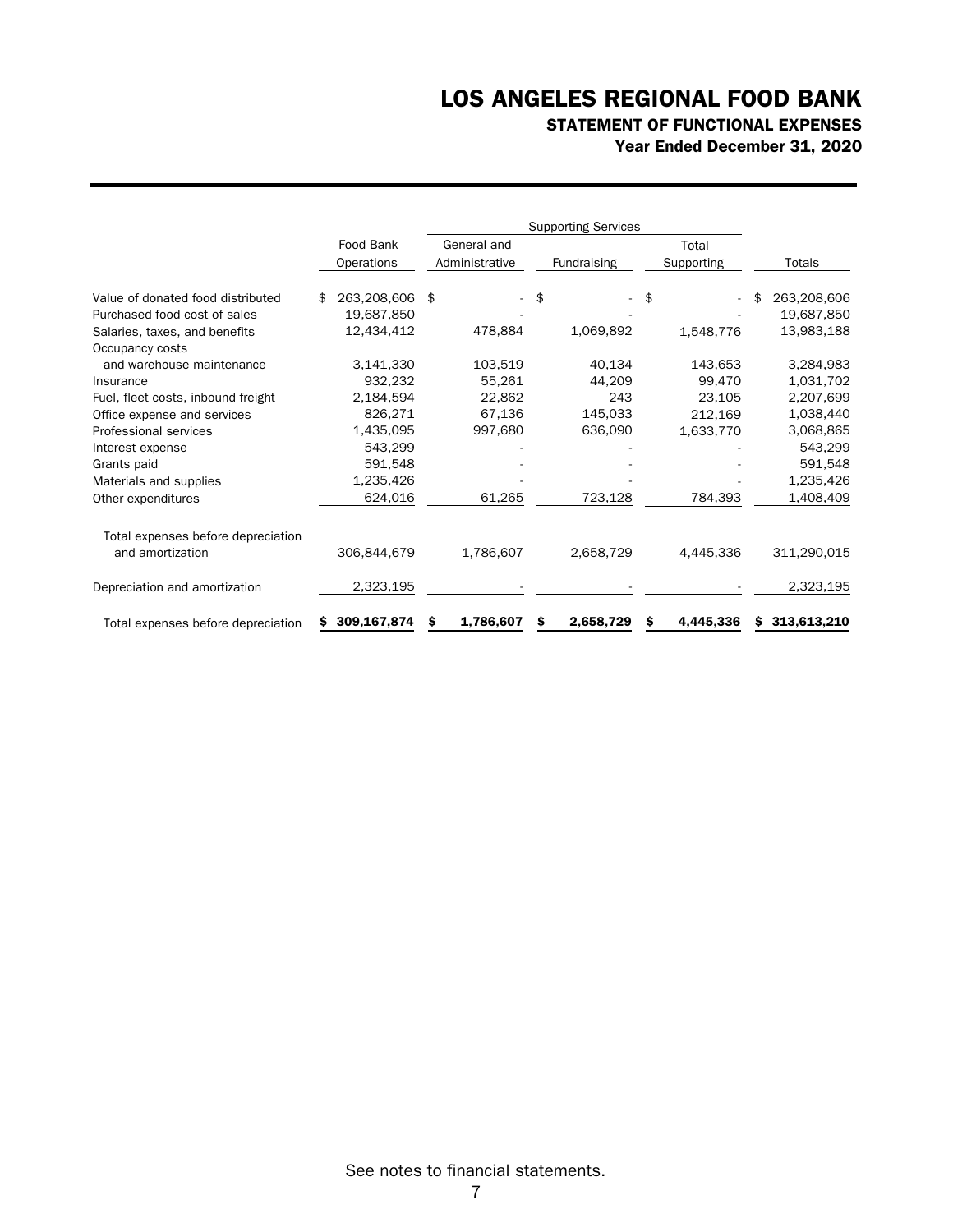# LOS ANGELES REGIONAL FOOD BANK

## STATEMENT OF FUNCTIONAL EXPENSES

### Year Ended December 31, 2020

| | | Supporting Services | | | |
|---|---|---|---|---|---|
| | Food Bank Operations | General and Administrative | Fundraising | Total Supporting | Totals |
| Value of donated food distributed | $ 263,208,606 | $ - | $ - | $ - | $ 263,208,606 |
| Purchased food cost of sales | 19,687,850 | - | - | - | 19,687,850 |
| Salaries, taxes, and benefits | 12,434,412 | 478,884 | 1,069,892 | 1,548,776 | 13,983,188 |
| Occupancy costs and warehouse maintenance | 3,141,330 | 103,519 | 40,134 | 143,653 | 3,284,983 |
| Insurance | 932,232 | 55,261 | 44,209 | 99,470 | 1,031,702 |
| Fuel, fleet costs, inbound freight | 2,184,594 | 22,862 | 243 | 23,105 | 2,207,699 |
| Office expense and services | 826,271 | 67,136 | 145,033 | 212,169 | 1,038,440 |
| Professional services | 1,435,095 | 997,680 | 636,090 | 1,633,770 | 3,068,865 |
| Interest expense | 543,299 | - | - | - | 543,299 |
| Grants paid | 591,548 | - | - | - | 591,548 |
| Materials and supplies | 1,235,426 | - | - | - | 1,235,426 |
| Other expenditures | 624,016 | 61,265 | 723,128 | 784,393 | 1,408,409 |
| Total expenses before depreciation and amortization | 306,844,679 | 1,786,607 | 2,658,729 | 4,445,336 | 311,290,015 |
| Depreciation and amortization | 2,323,195 | - | - | - | 2,323,195 |
| Total expenses before depreciation | **$ 309,167,874** | **$ 1,786,607** | **$ 2,658,729** | **$ 4,445,336** | **$ 313,613,210** |

See notes to financial statements.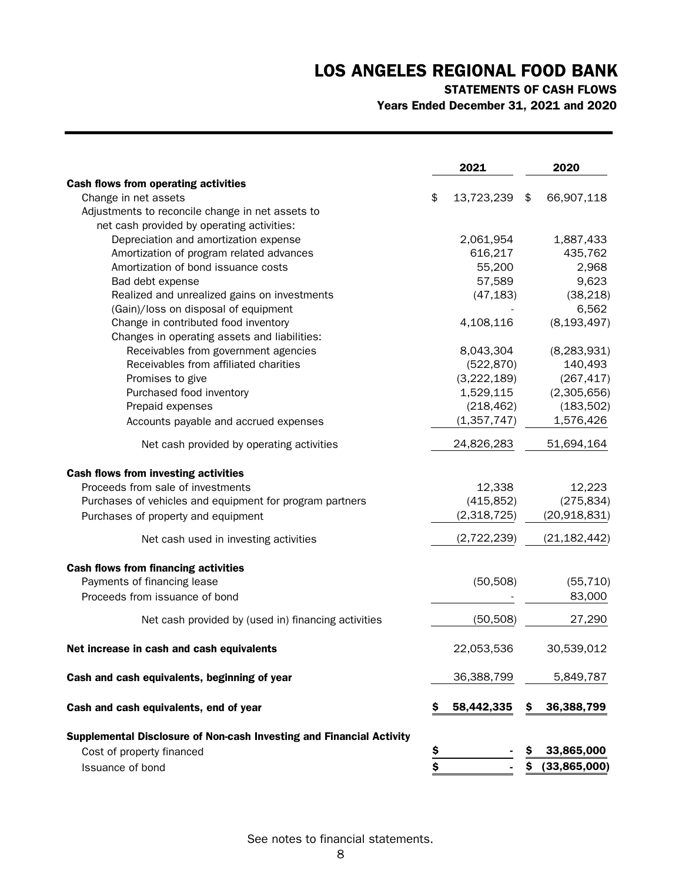# LOS ANGELES REGIONAL FOOD BANK

**STATEMENTS OF CASH FLOWS**

**Years Ended December 31, 2021 and 2020**

| | 2021 | 2020 |
|---|---|---|
| **Cash flows from operating activities** | | |
| Change in net assets | $ 13,723,239 | $ 66,907,118 |
| Adjustments to reconcile change in net assets to net cash provided by operating activities: | | |
| Depreciation and amortization expense | 2,061,954 | 1,887,433 |
| Amortization of program related advances | 616,217 | 435,762 |
| Amortization of bond issuance costs | 55,200 | 2,968 |
| Bad debt expense | 57,589 | 9,623 |
| Realized and unrealized gains on investments | (47,183) | (38,218) |
| (Gain)/loss on disposal of equipment | - | 6,562 |
| Change in contributed food inventory | 4,108,116 | (8,193,497) |
| Changes in operating assets and liabilities: | | |
| Receivables from government agencies | 8,043,304 | (8,283,931) |
| Receivables from affiliated charities | (522,870) | 140,493 |
| Promises to give | (3,222,189) | (267,417) |
| Purchased food inventory | 1,529,115 | (2,305,656) |
| Prepaid expenses | (218,462) | (183,502) |
| Accounts payable and accrued expenses | (1,357,747) | 1,576,426 |
| Net cash provided by operating activities | 24,826,283 | 51,694,164 |
| **Cash flows from investing activities** | | |
| Proceeds from sale of investments | 12,338 | 12,223 |
| Purchases of vehicles and equipment for program partners | (415,852) | (275,834) |
| Purchases of property and equipment | (2,318,725) | (20,918,831) |
| Net cash used in investing activities | (2,722,239) | (21,182,442) |
| **Cash flows from financing activities** | | |
| Payments of financing lease | (50,508) | (55,710) |
| Proceeds from issuance of bond | - | 83,000 |
| Net cash provided by (used in) financing activities | (50,508) | 27,290 |
| **Net increase in cash and cash equivalents** | 22,053,536 | 30,539,012 |
| **Cash and cash equivalents, beginning of year** | 36,388,799 | 5,849,787 |
| **Cash and cash equivalents, end of year** | **$ 58,442,335** | **$ 36,388,799** |
| **Supplemental Disclosure of Non-cash Investing and Financial Activity** | | |
| Cost of property financed | $ - | $ 33,865,000 |
| Issuance of bond | $ - | $ (33,865,000) |

See notes to financial statements.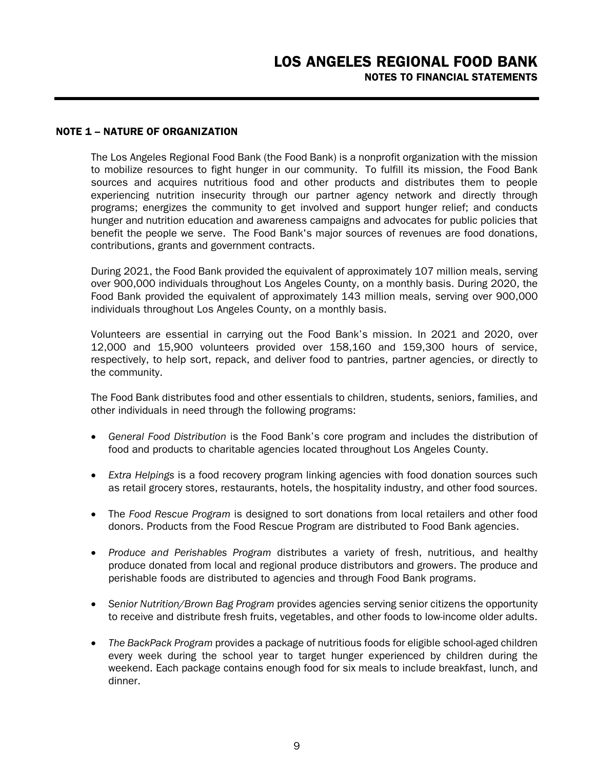## NOTE 1 – NATURE OF ORGANIZATION

The Los Angeles Regional Food Bank (the Food Bank) is a nonprofit organization with the mission to mobilize resources to fight hunger in our community. To fulfill its mission, the Food Bank sources and acquires nutritious food and other products and distributes them to people experiencing nutrition insecurity through our partner agency network and directly through programs; energizes the community to get involved and support hunger relief; and conducts hunger and nutrition education and awareness campaigns and advocates for public policies that benefit the people we serve. The Food Bank's major sources of revenues are food donations, contributions, grants and government contracts.

During 2021, the Food Bank provided the equivalent of approximately 107 million meals, serving over 900,000 individuals throughout Los Angeles County, on a monthly basis. During 2020, the Food Bank provided the equivalent of approximately 143 million meals, serving over 900,000 individuals throughout Los Angeles County, on a monthly basis.

Volunteers are essential in carrying out the Food Bank's mission. In 2021 and 2020, over 12,000 and 15,900 volunteers provided over 158,160 and 159,300 hours of service, respectively, to help sort, repack, and deliver food to pantries, partner agencies, or directly to the community.

The Food Bank distributes food and other essentials to children, students, seniors, families, and other individuals in need through the following programs:

- *General Food Distribution* is the Food Bank's core program and includes the distribution of food and products to charitable agencies located throughout Los Angeles County.
- *Extra Helpings* is a food recovery program linking agencies with food donation sources such as retail grocery stores, restaurants, hotels, the hospitality industry, and other food sources.
- The *Food Rescue Program* is designed to sort donations from local retailers and other food donors. Products from the Food Rescue Program are distributed to Food Bank agencies.
- *Produce and Perishables Program* distributes a variety of fresh, nutritious, and healthy produce donated from local and regional produce distributors and growers. The produce and perishable foods are distributed to agencies and through Food Bank programs.
- *Senior Nutrition/Brown Bag Program* provides agencies serving senior citizens the opportunity to receive and distribute fresh fruits, vegetables, and other foods to low-income older adults.
- *The BackPack Program* provides a package of nutritious foods for eligible school-aged children every week during the school year to target hunger experienced by children during the weekend. Each package contains enough food for six meals to include breakfast, lunch, and dinner.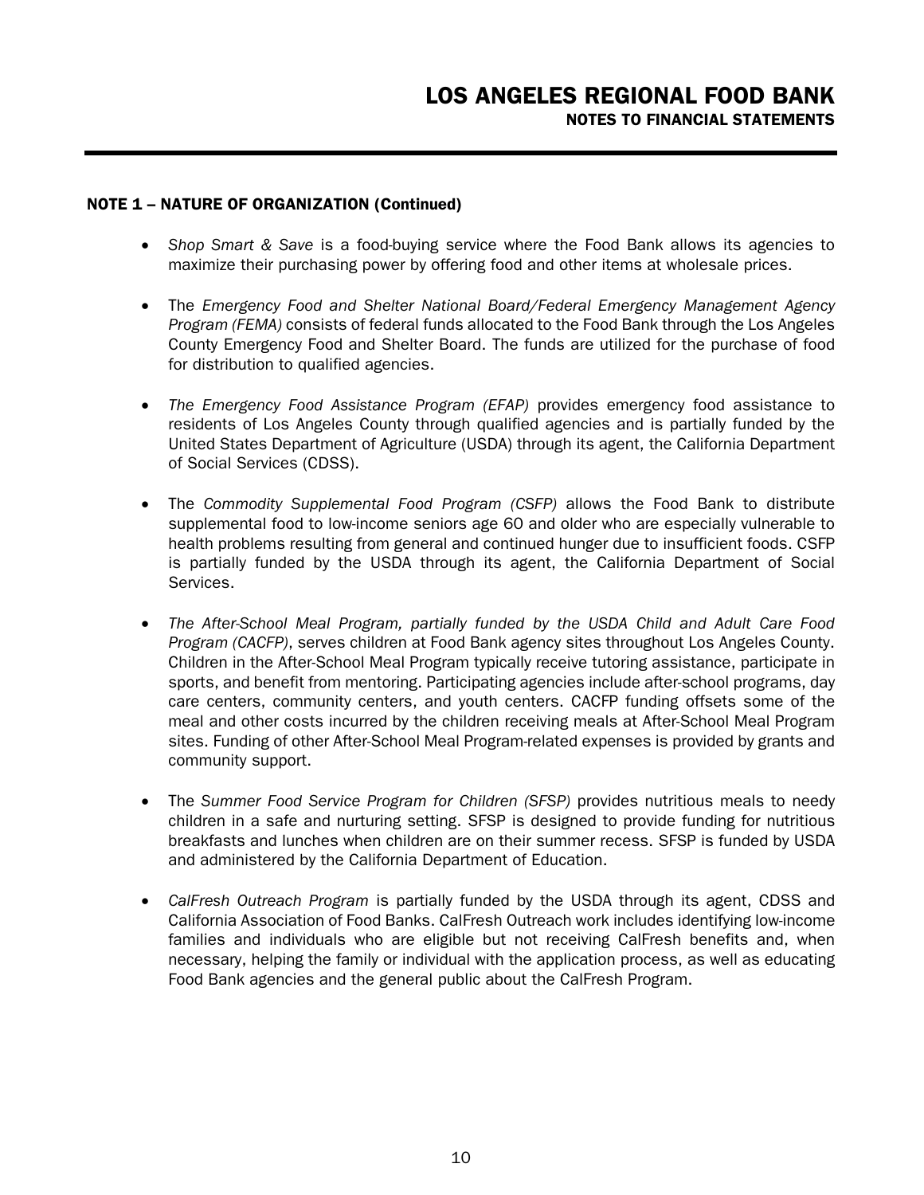## NOTE 1 – NATURE OF ORGANIZATION (Continued)

- *Shop Smart & Save* is a food-buying service where the Food Bank allows its agencies to maximize their purchasing power by offering food and other items at wholesale prices.

- The *Emergency Food and Shelter National Board/Federal Emergency Management Agency Program (FEMA)* consists of federal funds allocated to the Food Bank through the Los Angeles County Emergency Food and Shelter Board. The funds are utilized for the purchase of food for distribution to qualified agencies.

- *The Emergency Food Assistance Program (EFAP)* provides emergency food assistance to residents of Los Angeles County through qualified agencies and is partially funded by the United States Department of Agriculture (USDA) through its agent, the California Department of Social Services (CDSS).

- The *Commodity Supplemental Food Program (CSFP)* allows the Food Bank to distribute supplemental food to low-income seniors age 60 and older who are especially vulnerable to health problems resulting from general and continued hunger due to insufficient foods. CSFP is partially funded by the USDA through its agent, the California Department of Social Services.

- *The After-School Meal Program, partially funded by the USDA Child and Adult Care Food Program (CACFP)*, serves children at Food Bank agency sites throughout Los Angeles County. Children in the After-School Meal Program typically receive tutoring assistance, participate in sports, and benefit from mentoring. Participating agencies include after-school programs, day care centers, community centers, and youth centers. CACFP funding offsets some of the meal and other costs incurred by the children receiving meals at After-School Meal Program sites. Funding of other After-School Meal Program-related expenses is provided by grants and community support.

- The *Summer Food Service Program for Children (SFSP)* provides nutritious meals to needy children in a safe and nurturing setting. SFSP is designed to provide funding for nutritious breakfasts and lunches when children are on their summer recess. SFSP is funded by USDA and administered by the California Department of Education.

- *CalFresh Outreach Program* is partially funded by the USDA through its agent, CDSS and California Association of Food Banks. CalFresh Outreach work includes identifying low-income families and individuals who are eligible but not receiving CalFresh benefits and, when necessary, helping the family or individual with the application process, as well as educating Food Bank agencies and the general public about the CalFresh Program.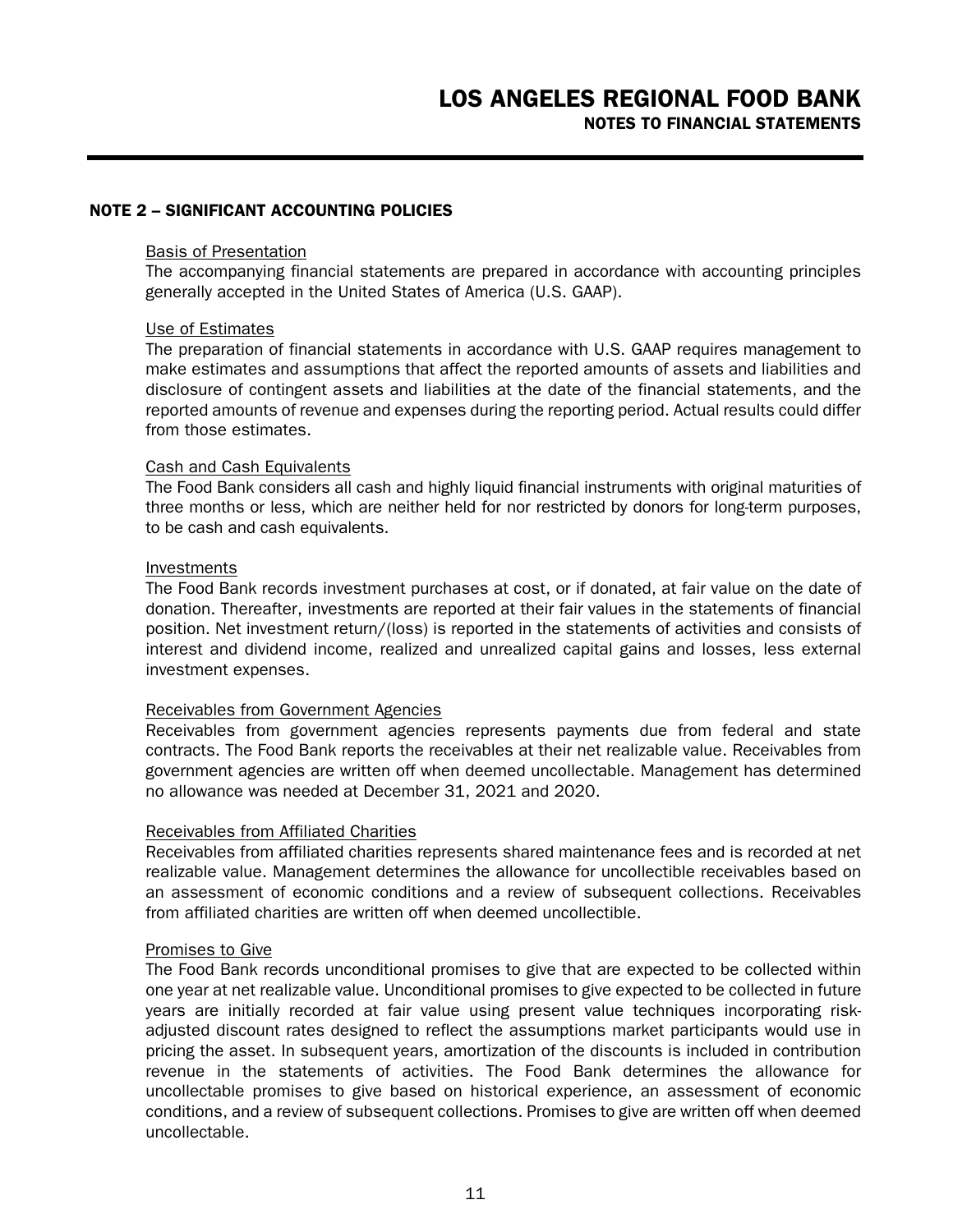## NOTE 2 – SIGNIFICANT ACCOUNTING POLICIES

Basis of Presentation

The accompanying financial statements are prepared in accordance with accounting principles generally accepted in the United States of America (U.S. GAAP).

Use of Estimates

The preparation of financial statements in accordance with U.S. GAAP requires management to make estimates and assumptions that affect the reported amounts of assets and liabilities and disclosure of contingent assets and liabilities at the date of the financial statements, and the reported amounts of revenue and expenses during the reporting period. Actual results could differ from those estimates.

Cash and Cash Equivalents

The Food Bank considers all cash and highly liquid financial instruments with original maturities of three months or less, which are neither held for nor restricted by donors for long-term purposes, to be cash and cash equivalents.

Investments

The Food Bank records investment purchases at cost, or if donated, at fair value on the date of donation. Thereafter, investments are reported at their fair values in the statements of financial position. Net investment return/(loss) is reported in the statements of activities and consists of interest and dividend income, realized and unrealized capital gains and losses, less external investment expenses.

Receivables from Government Agencies

Receivables from government agencies represents payments due from federal and state contracts. The Food Bank reports the receivables at their net realizable value. Receivables from government agencies are written off when deemed uncollectable. Management has determined no allowance was needed at December 31, 2021 and 2020.

Receivables from Affiliated Charities

Receivables from affiliated charities represents shared maintenance fees and is recorded at net realizable value. Management determines the allowance for uncollectible receivables based on an assessment of economic conditions and a review of subsequent collections. Receivables from affiliated charities are written off when deemed uncollectible.

Promises to Give

The Food Bank records unconditional promises to give that are expected to be collected within one year at net realizable value. Unconditional promises to give expected to be collected in future years are initially recorded at fair value using present value techniques incorporating risk-adjusted discount rates designed to reflect the assumptions market participants would use in pricing the asset. In subsequent years, amortization of the discounts is included in contribution revenue in the statements of activities. The Food Bank determines the allowance for uncollectable promises to give based on historical experience, an assessment of economic conditions, and a review of subsequent collections. Promises to give are written off when deemed uncollectable.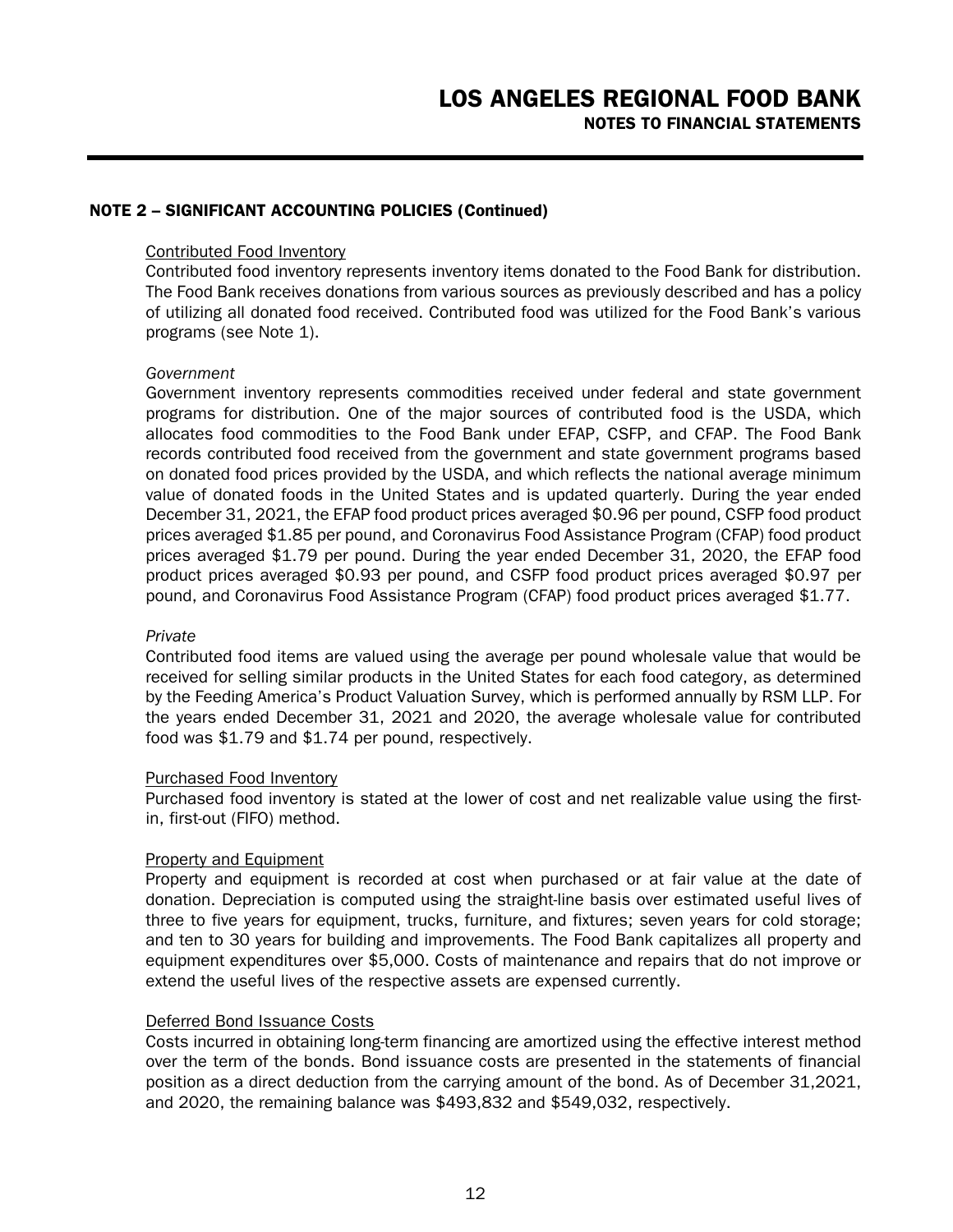## NOTE 2 – SIGNIFICANT ACCOUNTING POLICIES (Continued)

Contributed Food Inventory

Contributed food inventory represents inventory items donated to the Food Bank for distribution. The Food Bank receives donations from various sources as previously described and has a policy of utilizing all donated food received. Contributed food was utilized for the Food Bank's various programs (see Note 1).

*Government*

Government inventory represents commodities received under federal and state government programs for distribution. One of the major sources of contributed food is the USDA, which allocates food commodities to the Food Bank under EFAP, CSFP, and CFAP. The Food Bank records contributed food received from the government and state government programs based on donated food prices provided by the USDA, and which reflects the national average minimum value of donated foods in the United States and is updated quarterly. During the year ended December 31, 2021, the EFAP food product prices averaged $0.96 per pound, CSFP food product prices averaged $1.85 per pound, and Coronavirus Food Assistance Program (CFAP) food product prices averaged $1.79 per pound. During the year ended December 31, 2020, the EFAP food product prices averaged $0.93 per pound, and CSFP food product prices averaged $0.97 per pound, and Coronavirus Food Assistance Program (CFAP) food product prices averaged $1.77.

*Private*

Contributed food items are valued using the average per pound wholesale value that would be received for selling similar products in the United States for each food category, as determined by the Feeding America's Product Valuation Survey, which is performed annually by RSM LLP. For the years ended December 31, 2021 and 2020, the average wholesale value for contributed food was $1.79 and $1.74 per pound, respectively.

Purchased Food Inventory

Purchased food inventory is stated at the lower of cost and net realizable value using the first-in, first-out (FIFO) method.

Property and Equipment

Property and equipment is recorded at cost when purchased or at fair value at the date of donation. Depreciation is computed using the straight-line basis over estimated useful lives of three to five years for equipment, trucks, furniture, and fixtures; seven years for cold storage; and ten to 30 years for building and improvements. The Food Bank capitalizes all property and equipment expenditures over $5,000. Costs of maintenance and repairs that do not improve or extend the useful lives of the respective assets are expensed currently.

Deferred Bond Issuance Costs

Costs incurred in obtaining long-term financing are amortized using the effective interest method over the term of the bonds. Bond issuance costs are presented in the statements of financial position as a direct deduction from the carrying amount of the bond. As of December 31,2021, and 2020, the remaining balance was $493,832 and $549,032, respectively.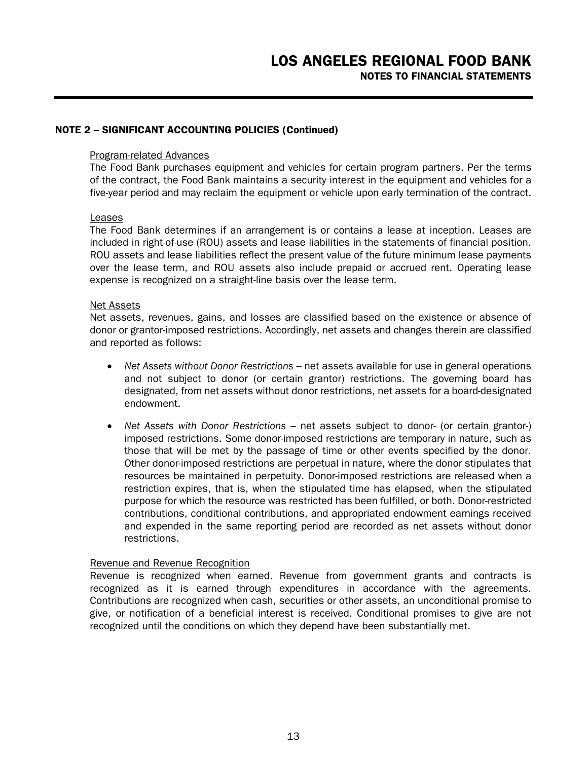## NOTE 2 – SIGNIFICANT ACCOUNTING POLICIES (Continued)

Program-related Advances

The Food Bank purchases equipment and vehicles for certain program partners. Per the terms of the contract, the Food Bank maintains a security interest in the equipment and vehicles for a five-year period and may reclaim the equipment or vehicle upon early termination of the contract.

Leases

The Food Bank determines if an arrangement is or contains a lease at inception. Leases are included in right-of-use (ROU) assets and lease liabilities in the statements of financial position. ROU assets and lease liabilities reflect the present value of the future minimum lease payments over the lease term, and ROU assets also include prepaid or accrued rent. Operating lease expense is recognized on a straight-line basis over the lease term.

Net Assets

Net assets, revenues, gains, and losses are classified based on the existence or absence of donor or grantor-imposed restrictions. Accordingly, net assets and changes therein are classified and reported as follows:

- *Net Assets without Donor Restrictions* – net assets available for use in general operations and not subject to donor (or certain grantor) restrictions. The governing board has designated, from net assets without donor restrictions, net assets for a board-designated endowment.

- *Net Assets with Donor Restrictions* – net assets subject to donor- (or certain grantor-) imposed restrictions. Some donor-imposed restrictions are temporary in nature, such as those that will be met by the passage of time or other events specified by the donor. Other donor-imposed restrictions are perpetual in nature, where the donor stipulates that resources be maintained in perpetuity. Donor-imposed restrictions are released when a restriction expires, that is, when the stipulated time has elapsed, when the stipulated purpose for which the resource was restricted has been fulfilled, or both. Donor-restricted contributions, conditional contributions, and appropriated endowment earnings received and expended in the same reporting period are recorded as net assets without donor restrictions.

Revenue and Revenue Recognition

Revenue is recognized when earned. Revenue from government grants and contracts is recognized as it is earned through expenditures in accordance with the agreements. Contributions are recognized when cash, securities or other assets, an unconditional promise to give, or notification of a beneficial interest is received. Conditional promises to give are not recognized until the conditions on which they depend have been substantially met.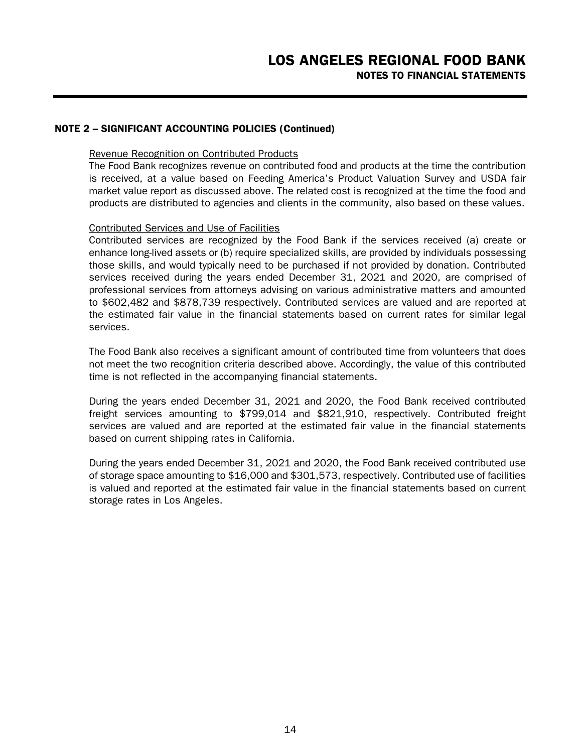## NOTE 2 – SIGNIFICANT ACCOUNTING POLICIES (Continued)

Revenue Recognition on Contributed Products

The Food Bank recognizes revenue on contributed food and products at the time the contribution is received, at a value based on Feeding America's Product Valuation Survey and USDA fair market value report as discussed above. The related cost is recognized at the time the food and products are distributed to agencies and clients in the community, also based on these values.

Contributed Services and Use of Facilities

Contributed services are recognized by the Food Bank if the services received (a) create or enhance long-lived assets or (b) require specialized skills, are provided by individuals possessing those skills, and would typically need to be purchased if not provided by donation. Contributed services received during the years ended December 31, 2021 and 2020, are comprised of professional services from attorneys advising on various administrative matters and amounted to $602,482 and $878,739 respectively. Contributed services are valued and are reported at the estimated fair value in the financial statements based on current rates for similar legal services.

The Food Bank also receives a significant amount of contributed time from volunteers that does not meet the two recognition criteria described above. Accordingly, the value of this contributed time is not reflected in the accompanying financial statements.

During the years ended December 31, 2021 and 2020, the Food Bank received contributed freight services amounting to $799,014 and $821,910, respectively. Contributed freight services are valued and are reported at the estimated fair value in the financial statements based on current shipping rates in California.

During the years ended December 31, 2021 and 2020, the Food Bank received contributed use of storage space amounting to $16,000 and $301,573, respectively. Contributed use of facilities is valued and reported at the estimated fair value in the financial statements based on current storage rates in Los Angeles.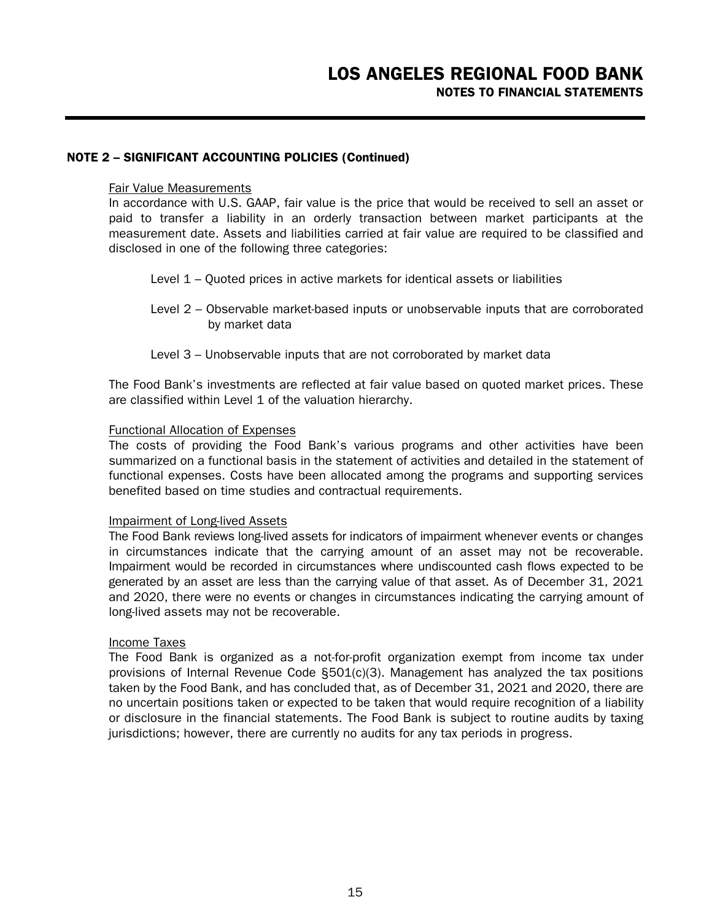## NOTE 2 – SIGNIFICANT ACCOUNTING POLICIES (Continued)

Fair Value Measurements

In accordance with U.S. GAAP, fair value is the price that would be received to sell an asset or paid to transfer a liability in an orderly transaction between market participants at the measurement date. Assets and liabilities carried at fair value are required to be classified and disclosed in one of the following three categories:

Level 1 – Quoted prices in active markets for identical assets or liabilities

Level 2 – Observable market-based inputs or unobservable inputs that are corroborated by market data

Level 3 – Unobservable inputs that are not corroborated by market data

The Food Bank's investments are reflected at fair value based on quoted market prices. These are classified within Level 1 of the valuation hierarchy.

Functional Allocation of Expenses

The costs of providing the Food Bank's various programs and other activities have been summarized on a functional basis in the statement of activities and detailed in the statement of functional expenses. Costs have been allocated among the programs and supporting services benefited based on time studies and contractual requirements.

Impairment of Long-lived Assets

The Food Bank reviews long-lived assets for indicators of impairment whenever events or changes in circumstances indicate that the carrying amount of an asset may not be recoverable. Impairment would be recorded in circumstances where undiscounted cash flows expected to be generated by an asset are less than the carrying value of that asset. As of December 31, 2021 and 2020, there were no events or changes in circumstances indicating the carrying amount of long-lived assets may not be recoverable.

Income Taxes

The Food Bank is organized as a not-for-profit organization exempt from income tax under provisions of Internal Revenue Code §501(c)(3). Management has analyzed the tax positions taken by the Food Bank, and has concluded that, as of December 31, 2021 and 2020, there are no uncertain positions taken or expected to be taken that would require recognition of a liability or disclosure in the financial statements. The Food Bank is subject to routine audits by taxing jurisdictions; however, there are currently no audits for any tax periods in progress.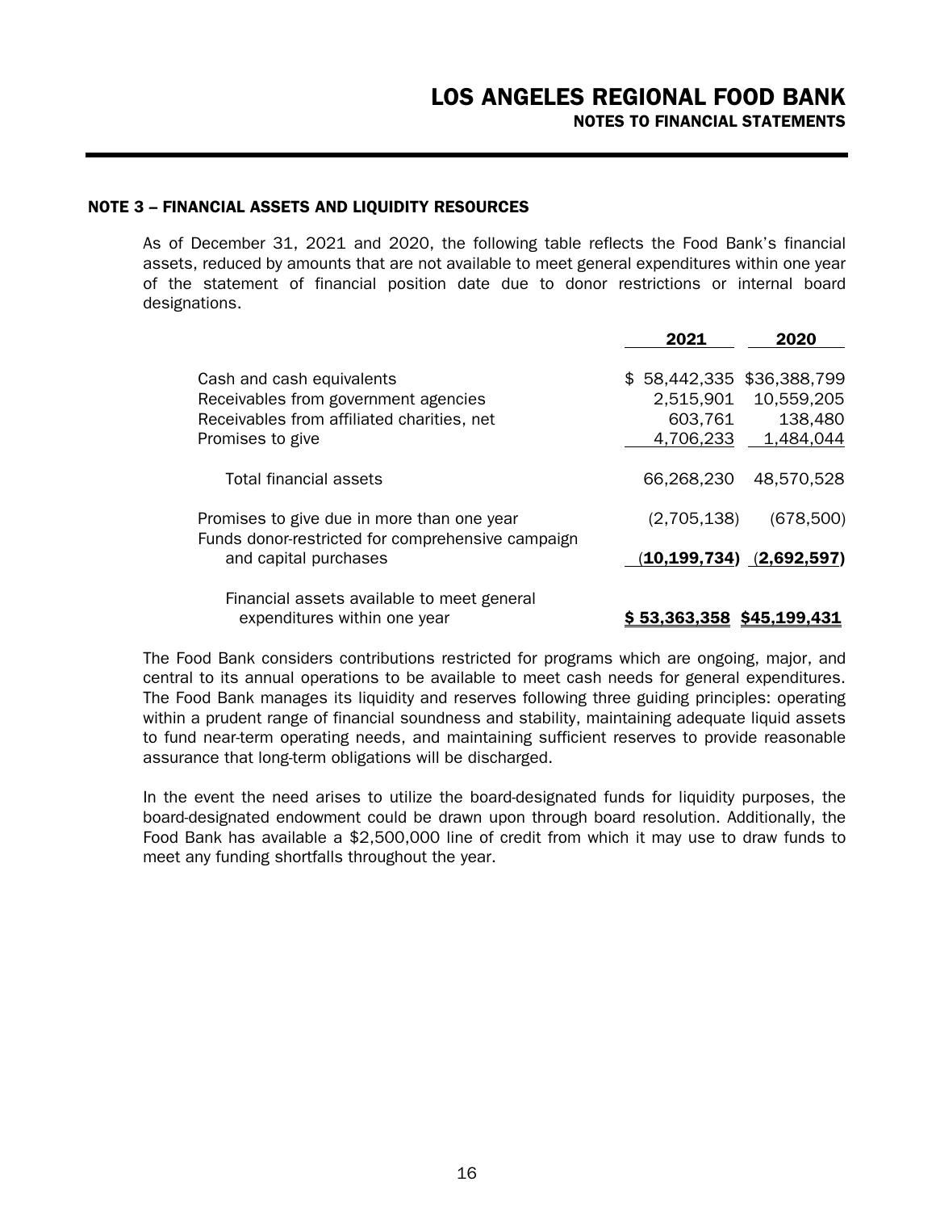## NOTE 3 – FINANCIAL ASSETS AND LIQUIDITY RESOURCES

As of December 31, 2021 and 2020, the following table reflects the Food Bank's financial assets, reduced by amounts that are not available to meet general expenditures within one year of the statement of financial position date due to donor restrictions or internal board designations.

| | 2021 | 2020 |
|---|---|---|
| Cash and cash equivalents | $ 58,442,335 | $36,388,799 |
| Receivables from government agencies | 2,515,901 | 10,559,205 |
| Receivables from affiliated charities, net | 603,761 | 138,480 |
| Promises to give | 4,706,233 | 1,484,044 |
| Total financial assets | 66,268,230 | 48,570,528 |
| Promises to give due in more than one year | (2,705,138) | (678,500) |
| Funds donor-restricted for comprehensive campaign and capital purchases | **(10,199,734)** | **(2,692,597)** |
| Financial assets available to meet general expenditures within one year | **$ 53,363,358** | **$45,199,431** |

The Food Bank considers contributions restricted for programs which are ongoing, major, and central to its annual operations to be available to meet cash needs for general expenditures. The Food Bank manages its liquidity and reserves following three guiding principles: operating within a prudent range of financial soundness and stability, maintaining adequate liquid assets to fund near-term operating needs, and maintaining sufficient reserves to provide reasonable assurance that long-term obligations will be discharged.

In the event the need arises to utilize the board-designated funds for liquidity purposes, the board-designated endowment could be drawn upon through board resolution. Additionally, the Food Bank has available a $2,500,000 line of credit from which it may use to draw funds to meet any funding shortfalls throughout the year.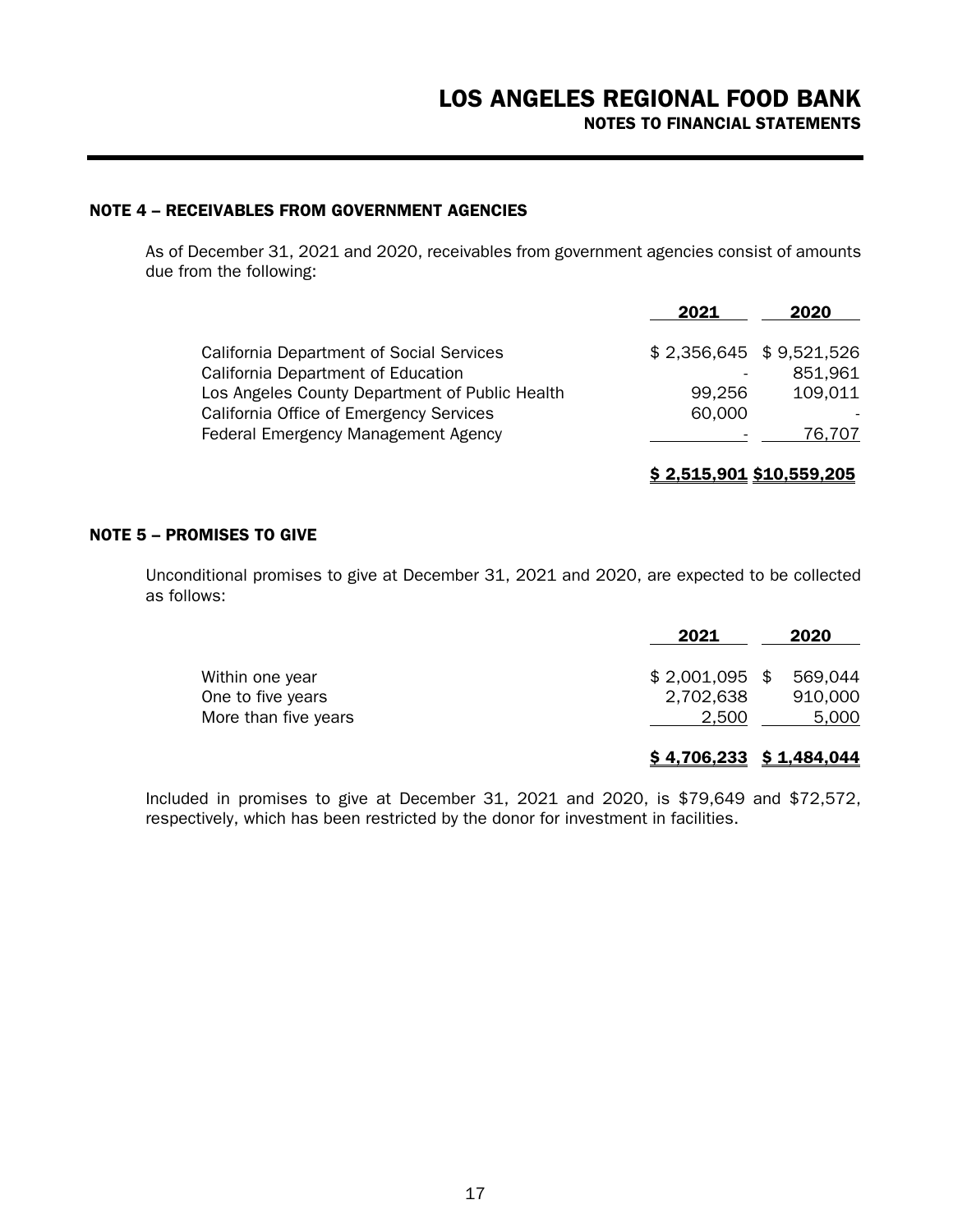## NOTE 4 – RECEIVABLES FROM GOVERNMENT AGENCIES

As of December 31, 2021 and 2020, receivables from government agencies consist of amounts due from the following:

| | 2021 | 2020 |
|---|---|---|
| California Department of Social Services | $ 2,356,645 | $ 9,521,526 |
| California Department of Education | - | 851,961 |
| Los Angeles County Department of Public Health | 99,256 | 109,011 |
| California Office of Emergency Services | 60,000 | - |
| Federal Emergency Management Agency | - | 76,707 |
| | **$ 2,515,901** | **$10,559,205** |

## NOTE 5 – PROMISES TO GIVE

Unconditional promises to give at December 31, 2021 and 2020, are expected to be collected as follows:

| | 2021 | 2020 |
|---|---|---|
| Within one year | $ 2,001,095 | $ 569,044 |
| One to five years | 2,702,638 | 910,000 |
| More than five years | 2,500 | 5,000 |
| | **$ 4,706,233** | **$ 1,484,044** |

Included in promises to give at December 31, 2021 and 2020, is $79,649 and $72,572, respectively, which has been restricted by the donor for investment in facilities.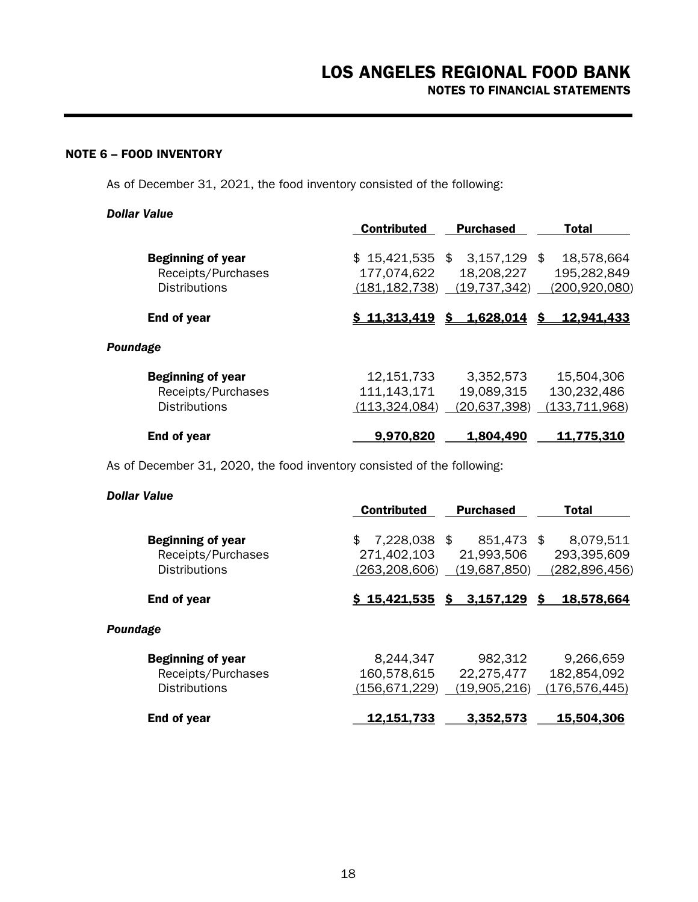## NOTE 6 – FOOD INVENTORY

As of December 31, 2021, the food inventory consisted of the following:

| | Contributed | Purchased | Total |
|---|---|---|---|
| ***Dollar Value*** | | | |
| **Beginning of year** | $ 15,421,535 | $ 3,157,129 | $ 18,578,664 |
| Receipts/Purchases | 177,074,622 | 18,208,227 | 195,282,849 |
| Distributions | (181,182,738) | (19,737,342) | (200,920,080) |
| **End of year** | **$ 11,313,419** | **$ 1,628,014** | **$ 12,941,433** |
| ***Poundage*** | | | |
| **Beginning of year** | 12,151,733 | 3,352,573 | 15,504,306 |
| Receipts/Purchases | 111,143,171 | 19,089,315 | 130,232,486 |
| Distributions | (113,324,084) | (20,637,398) | (133,711,968) |
| **End of year** | **9,970,820** | **1,804,490** | **11,775,310** |

As of December 31, 2020, the food inventory consisted of the following:

| | Contributed | Purchased | Total |
|---|---|---|---|
| ***Dollar Value*** | | | |
| **Beginning of year** | $ 7,228,038 | $ 851,473 | $ 8,079,511 |
| Receipts/Purchases | 271,402,103 | 21,993,506 | 293,395,609 |
| Distributions | (263,208,606) | (19,687,850) | (282,896,456) |
| **End of year** | **$ 15,421,535** | **$ 3,157,129** | **$ 18,578,664** |
| ***Poundage*** | | | |
| **Beginning of year** | 8,244,347 | 982,312 | 9,266,659 |
| Receipts/Purchases | 160,578,615 | 22,275,477 | 182,854,092 |
| Distributions | (156,671,229) | (19,905,216) | (176,576,445) |
| **End of year** | **12,151,733** | **3,352,573** | **15,504,306** |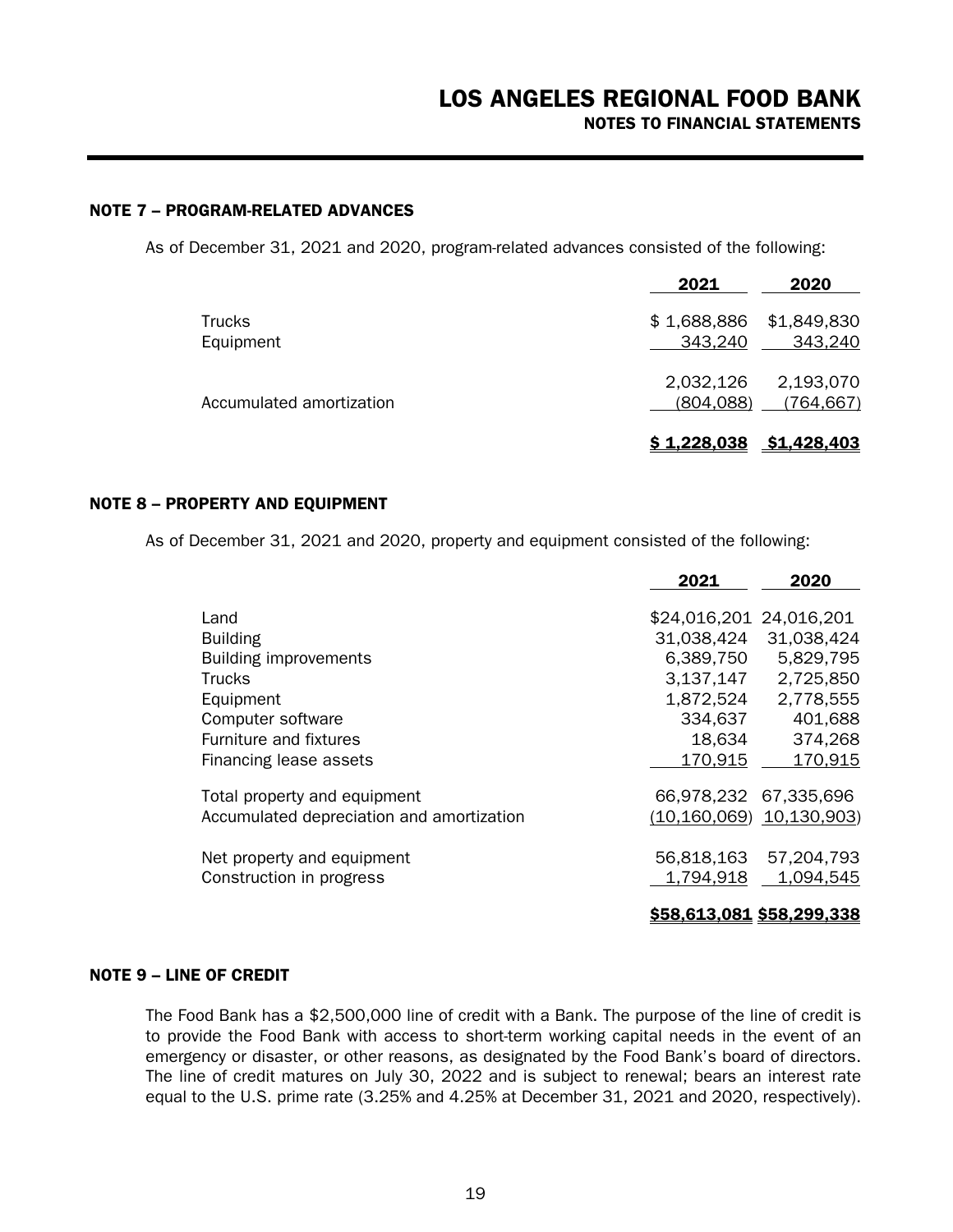## NOTE 7 – PROGRAM-RELATED ADVANCES

As of December 31, 2021 and 2020, program-related advances consisted of the following:

| | 2021 | 2020 |
|---|---|---|
| Trucks | $ 1,688,886 | $1,849,830 |
| Equipment | 343,240 | 343,240 |
| | 2,032,126 | 2,193,070 |
| Accumulated amortization | (804,088) | (764,667) |
| | **$ 1,228,038** | **$1,428,403** |

## NOTE 8 – PROPERTY AND EQUIPMENT

As of December 31, 2021 and 2020, property and equipment consisted of the following:

| | 2021 | 2020 |
|---|---|---|
| Land | $24,016,201 | 24,016,201 |
| Building | 31,038,424 | 31,038,424 |
| Building improvements | 6,389,750 | 5,829,795 |
| Trucks | 3,137,147 | 2,725,850 |
| Equipment | 1,872,524 | 2,778,555 |
| Computer software | 334,637 | 401,688 |
| Furniture and fixtures | 18,634 | 374,268 |
| Financing lease assets | 170,915 | 170,915 |
| Total property and equipment | 66,978,232 | 67,335,696 |
| Accumulated depreciation and amortization | (10,160,069) | 10,130,903) |
| Net property and equipment | 56,818,163 | 57,204,793 |
| Construction in progress | 1,794,918 | 1,094,545 |
| | **$58,613,081** | **$58,299,338** |

## NOTE 9 – LINE OF CREDIT

The Food Bank has a $2,500,000 line of credit with a Bank. The purpose of the line of credit is to provide the Food Bank with access to short-term working capital needs in the event of an emergency or disaster, or other reasons, as designated by the Food Bank's board of directors. The line of credit matures on July 30, 2022 and is subject to renewal; bears an interest rate equal to the U.S. prime rate (3.25% and 4.25% at December 31, 2021 and 2020, respectively).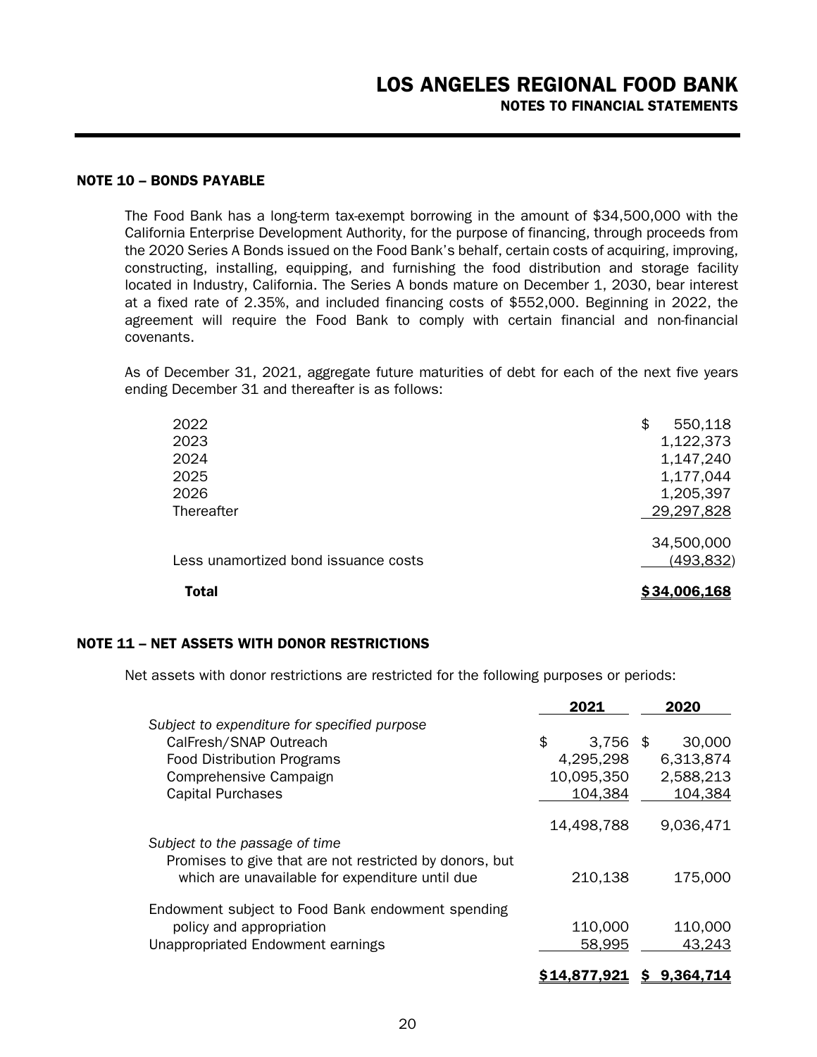## NOTE 10 – BONDS PAYABLE

The Food Bank has a long-term tax-exempt borrowing in the amount of $34,500,000 with the California Enterprise Development Authority, for the purpose of financing, through proceeds from the 2020 Series A Bonds issued on the Food Bank's behalf, certain costs of acquiring, improving, constructing, installing, equipping, and furnishing the food distribution and storage facility located in Industry, California. The Series A bonds mature on December 1, 2030, bear interest at a fixed rate of 2.35%, and included financing costs of $552,000. Beginning in 2022, the agreement will require the Food Bank to comply with certain financial and non-financial covenants.

As of December 31, 2021, aggregate future maturities of debt for each of the next five years ending December 31 and thereafter is as follows:

| | |
|---|---|
| 2022 | $ 550,118 |
| 2023 | 1,122,373 |
| 2024 | 1,147,240 |
| 2025 | 1,177,044 |
| 2026 | 1,205,397 |
| Thereafter | 29,297,828 |
| | 34,500,000 |
| Less unamortized bond issuance costs | (493,832) |
| **Total** | **$34,006,168** |

## NOTE 11 – NET ASSETS WITH DONOR RESTRICTIONS

Net assets with donor restrictions are restricted for the following purposes or periods:

| | 2021 | 2020 |
|---|---|---|
| *Subject to expenditure for specified purpose* | | |
| CalFresh/SNAP Outreach | $ 3,756 | $ 30,000 |
| Food Distribution Programs | 4,295,298 | 6,313,874 |
| Comprehensive Campaign | 10,095,350 | 2,588,213 |
| Capital Purchases | 104,384 | 104,384 |
| | 14,498,788 | 9,036,471 |
| *Subject to the passage of time* | | |
| Promises to give that are not restricted by donors, but which are unavailable for expenditure until due | 210,138 | 175,000 |
| Endowment subject to Food Bank endowment spending policy and appropriation | 110,000 | 110,000 |
| Unappropriated Endowment earnings | 58,995 | 43,243 |
| | **$14,877,921** | **$ 9,364,714** |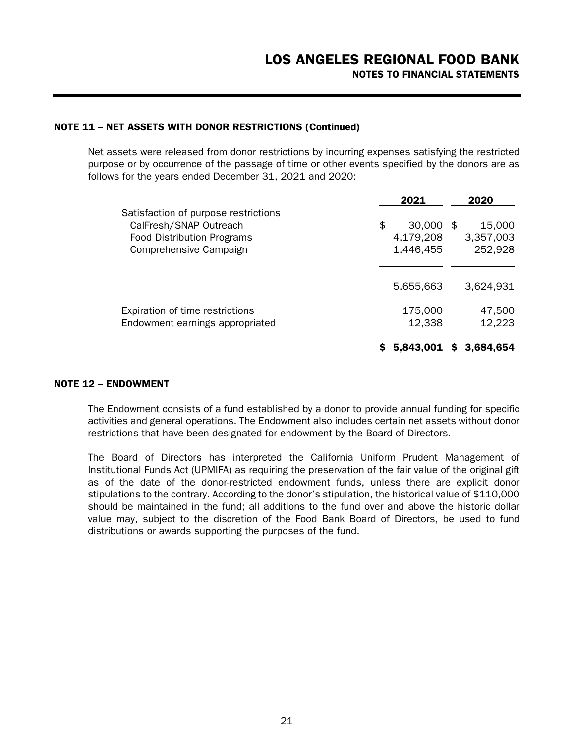## NOTE 11 – NET ASSETS WITH DONOR RESTRICTIONS (Continued)

Net assets were released from donor restrictions by incurring expenses satisfying the restricted purpose or by occurrence of the passage of time or other events specified by the donors are as follows for the years ended December 31, 2021 and 2020:

| | 2021 | 2020 |
|---|---|---|
| Satisfaction of purpose restrictions | | |
| CalFresh/SNAP Outreach | $ 30,000 | $ 15,000 |
| Food Distribution Programs | 4,179,208 | 3,357,003 |
| Comprehensive Campaign | 1,446,455 | 252,928 |
| | 5,655,663 | 3,624,931 |
| Expiration of time restrictions | 175,000 | 47,500 |
| Endowment earnings appropriated | 12,338 | 12,223 |
| | **$ 5,843,001** | **$ 3,684,654** |

## NOTE 12 – ENDOWMENT

The Endowment consists of a fund established by a donor to provide annual funding for specific activities and general operations. The Endowment also includes certain net assets without donor restrictions that have been designated for endowment by the Board of Directors.

The Board of Directors has interpreted the California Uniform Prudent Management of Institutional Funds Act (UPMIFA) as requiring the preservation of the fair value of the original gift as of the date of the donor-restricted endowment funds, unless there are explicit donor stipulations to the contrary. According to the donor's stipulation, the historical value of $110,000 should be maintained in the fund; all additions to the fund over and above the historic dollar value may, subject to the discretion of the Food Bank Board of Directors, be used to fund distributions or awards supporting the purposes of the fund.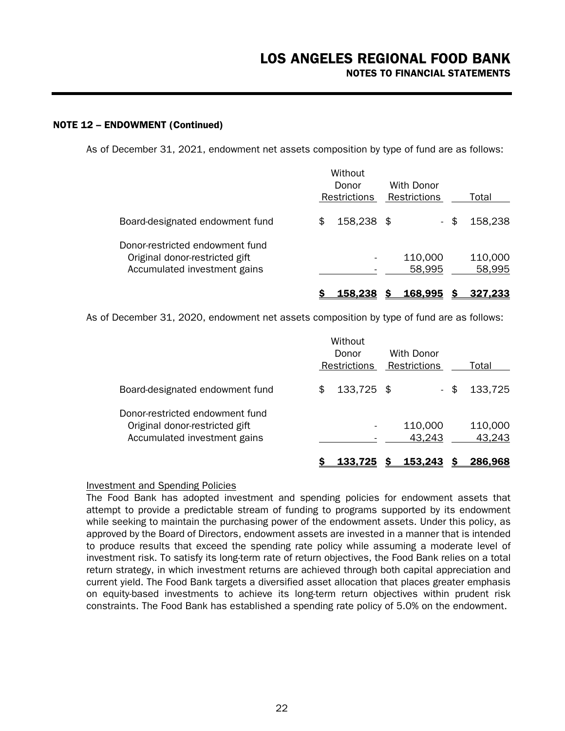### NOTE 12 – ENDOWMENT (Continued)

As of December 31, 2021, endowment net assets composition by type of fund are as follows:

| | Without Donor Restrictions | With Donor Restrictions | Total |
|---|---|---|---|
| Board-designated endowment fund | $ 158,238 | $ - | $ 158,238 |
| Donor-restricted endowment fund | | | |
| Original donor-restricted gift | - | 110,000 | 110,000 |
| Accumulated investment gains | - | 58,995 | 58,995 |
| | **$ 158,238** | **$ 168,995** | **$ 327,233** |

As of December 31, 2020, endowment net assets composition by type of fund are as follows:

| | Without Donor Restrictions | With Donor Restrictions | Total |
|---|---|---|---|
| Board-designated endowment fund | $ 133,725 | $ - | $ 133,725 |
| Donor-restricted endowment fund | | | |
| Original donor-restricted gift | - | 110,000 | 110,000 |
| Accumulated investment gains | - | 43,243 | 43,243 |
| | **$ 133,725** | **$ 153,243** | **$ 286,968** |

Investment and Spending Policies

The Food Bank has adopted investment and spending policies for endowment assets that attempt to provide a predictable stream of funding to programs supported by its endowment while seeking to maintain the purchasing power of the endowment assets. Under this policy, as approved by the Board of Directors, endowment assets are invested in a manner that is intended to produce results that exceed the spending rate policy while assuming a moderate level of investment risk. To satisfy its long-term rate of return objectives, the Food Bank relies on a total return strategy, in which investment returns are achieved through both capital appreciation and current yield. The Food Bank targets a diversified asset allocation that places greater emphasis on equity-based investments to achieve its long-term return objectives within prudent risk constraints. The Food Bank has established a spending rate policy of 5.0% on the endowment.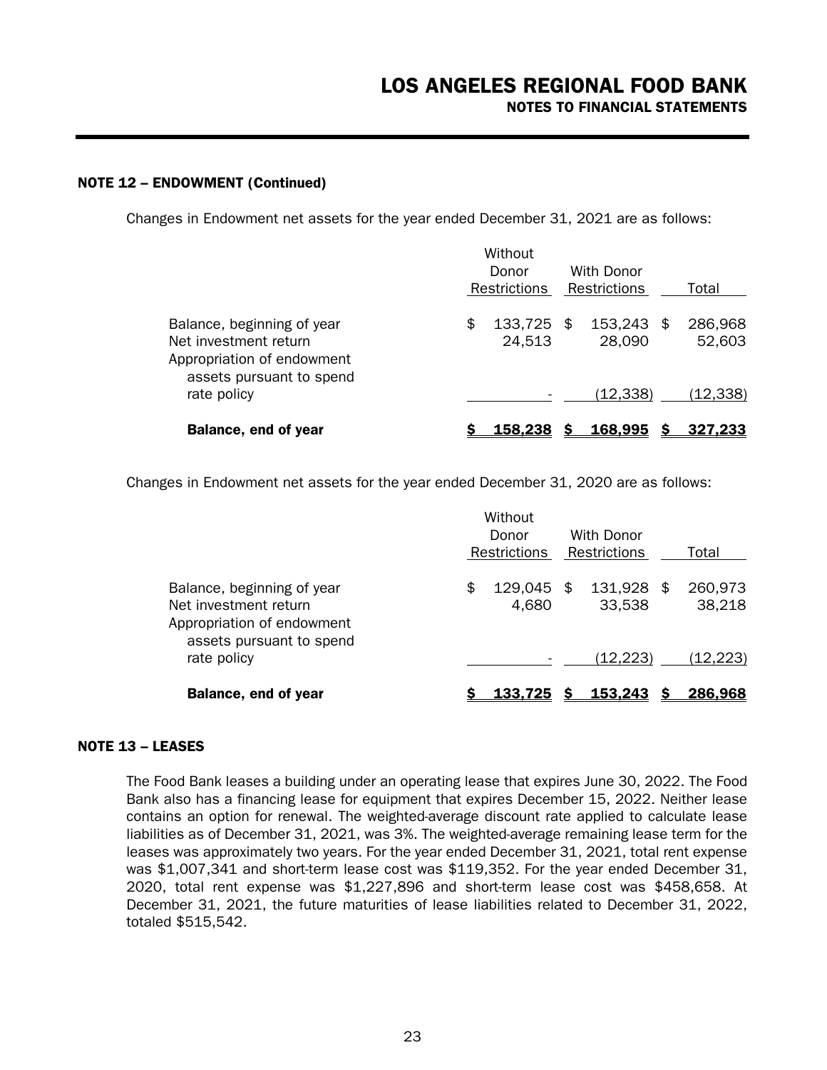### NOTE 12 – ENDOWMENT (Continued)

Changes in Endowment net assets for the year ended December 31, 2021 are as follows:

| | Without Donor Restrictions | With Donor Restrictions | Total |
|---|---|---|---|
| Balance, beginning of year | $ 133,725 | $ 153,243 | $ 286,968 |
| Net investment return | 24,513 | 28,090 | 52,603 |
| Appropriation of endowment assets pursuant to spend rate policy | - | (12,338) | (12,338) |
| **Balance, end of year** | **$ 158,238** | **$ 168,995** | **$ 327,233** |

Changes in Endowment net assets for the year ended December 31, 2020 are as follows:

| | Without Donor Restrictions | With Donor Restrictions | Total |
|---|---|---|---|
| Balance, beginning of year | $ 129,045 | $ 131,928 | $ 260,973 |
| Net investment return | 4,680 | 33,538 | 38,218 |
| Appropriation of endowment assets pursuant to spend rate policy | - | (12,223) | (12,223) |
| **Balance, end of year** | **$ 133,725** | **$ 153,243** | **$ 286,968** |

### NOTE 13 – LEASES

The Food Bank leases a building under an operating lease that expires June 30, 2022. The Food Bank also has a financing lease for equipment that expires December 15, 2022. Neither lease contains an option for renewal. The weighted-average discount rate applied to calculate lease liabilities as of December 31, 2021, was 3%. The weighted-average remaining lease term for the leases was approximately two years. For the year ended December 31, 2021, total rent expense was $1,007,341 and short-term lease cost was $119,352. For the year ended December 31, 2020, total rent expense was $1,227,896 and short-term lease cost was $458,658. At December 31, 2021, the future maturities of lease liabilities related to December 31, 2022, totaled $515,542.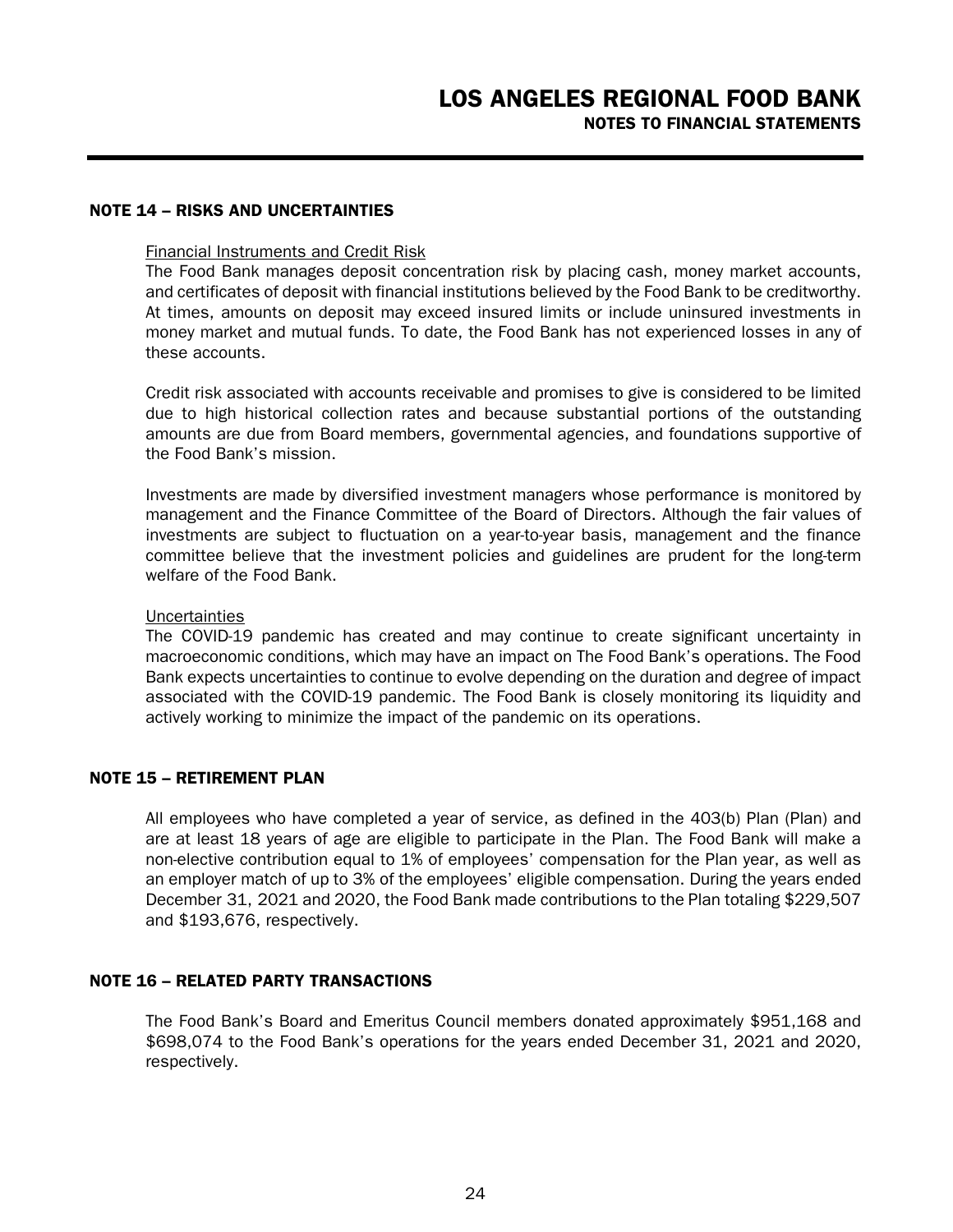## NOTE 14 – RISKS AND UNCERTAINTIES

Financial Instruments and Credit Risk

The Food Bank manages deposit concentration risk by placing cash, money market accounts, and certificates of deposit with financial institutions believed by the Food Bank to be creditworthy. At times, amounts on deposit may exceed insured limits or include uninsured investments in money market and mutual funds. To date, the Food Bank has not experienced losses in any of these accounts.

Credit risk associated with accounts receivable and promises to give is considered to be limited due to high historical collection rates and because substantial portions of the outstanding amounts are due from Board members, governmental agencies, and foundations supportive of the Food Bank's mission.

Investments are made by diversified investment managers whose performance is monitored by management and the Finance Committee of the Board of Directors. Although the fair values of investments are subject to fluctuation on a year-to-year basis, management and the finance committee believe that the investment policies and guidelines are prudent for the long-term welfare of the Food Bank.

Uncertainties

The COVID-19 pandemic has created and may continue to create significant uncertainty in macroeconomic conditions, which may have an impact on The Food Bank's operations. The Food Bank expects uncertainties to continue to evolve depending on the duration and degree of impact associated with the COVID-19 pandemic. The Food Bank is closely monitoring its liquidity and actively working to minimize the impact of the pandemic on its operations.

## NOTE 15 – RETIREMENT PLAN

All employees who have completed a year of service, as defined in the 403(b) Plan (Plan) and are at least 18 years of age are eligible to participate in the Plan. The Food Bank will make a non-elective contribution equal to 1% of employees' compensation for the Plan year, as well as an employer match of up to 3% of the employees' eligible compensation. During the years ended December 31, 2021 and 2020, the Food Bank made contributions to the Plan totaling $229,507 and $193,676, respectively.

## NOTE 16 – RELATED PARTY TRANSACTIONS

The Food Bank's Board and Emeritus Council members donated approximately $951,168 and $698,074 to the Food Bank's operations for the years ended December 31, 2021 and 2020, respectively.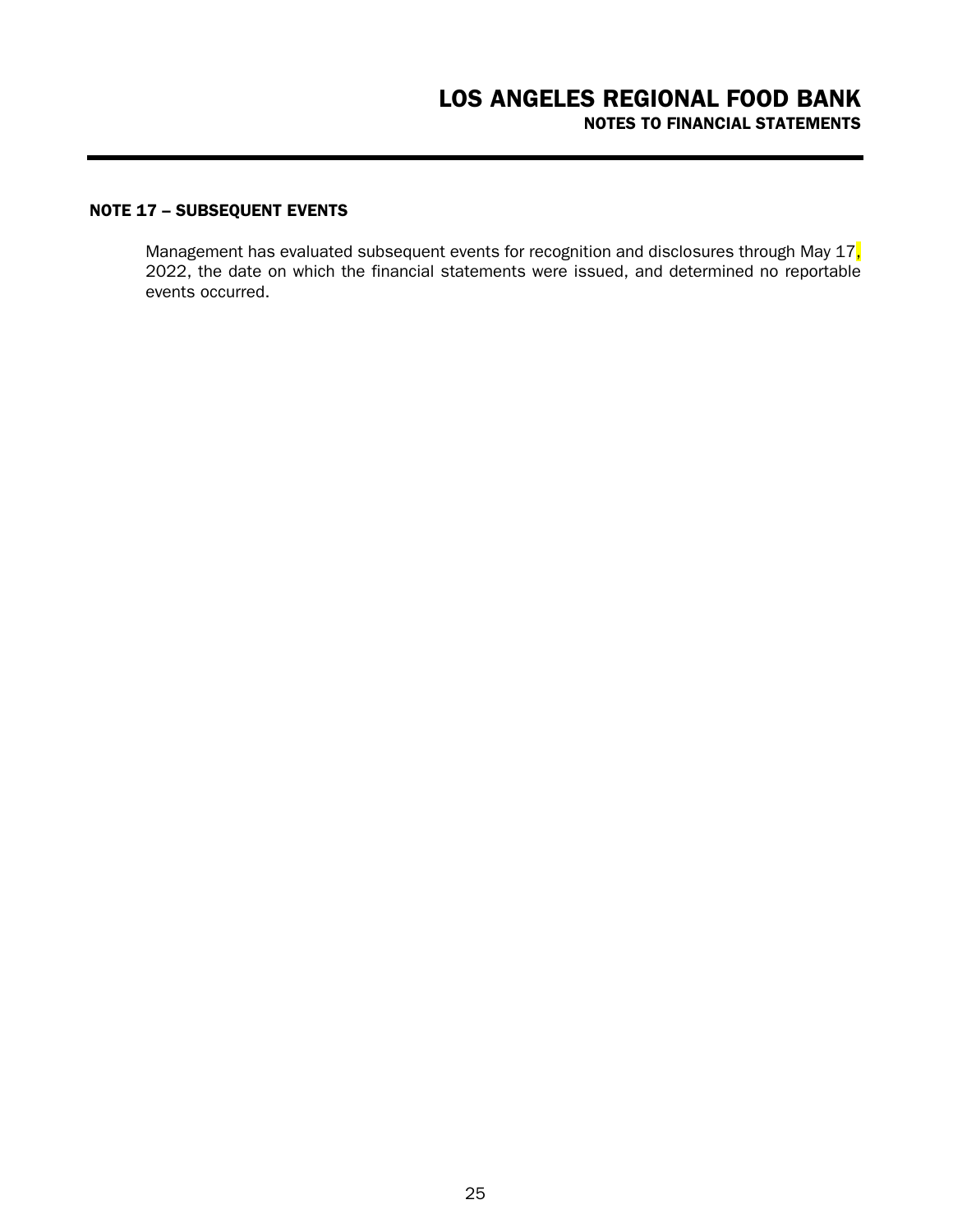### NOTE 17 – SUBSEQUENT EVENTS

Management has evaluated subsequent events for recognition and disclosures through May 17, 2022, the date on which the financial statements were issued, and determined no reportable events occurred.